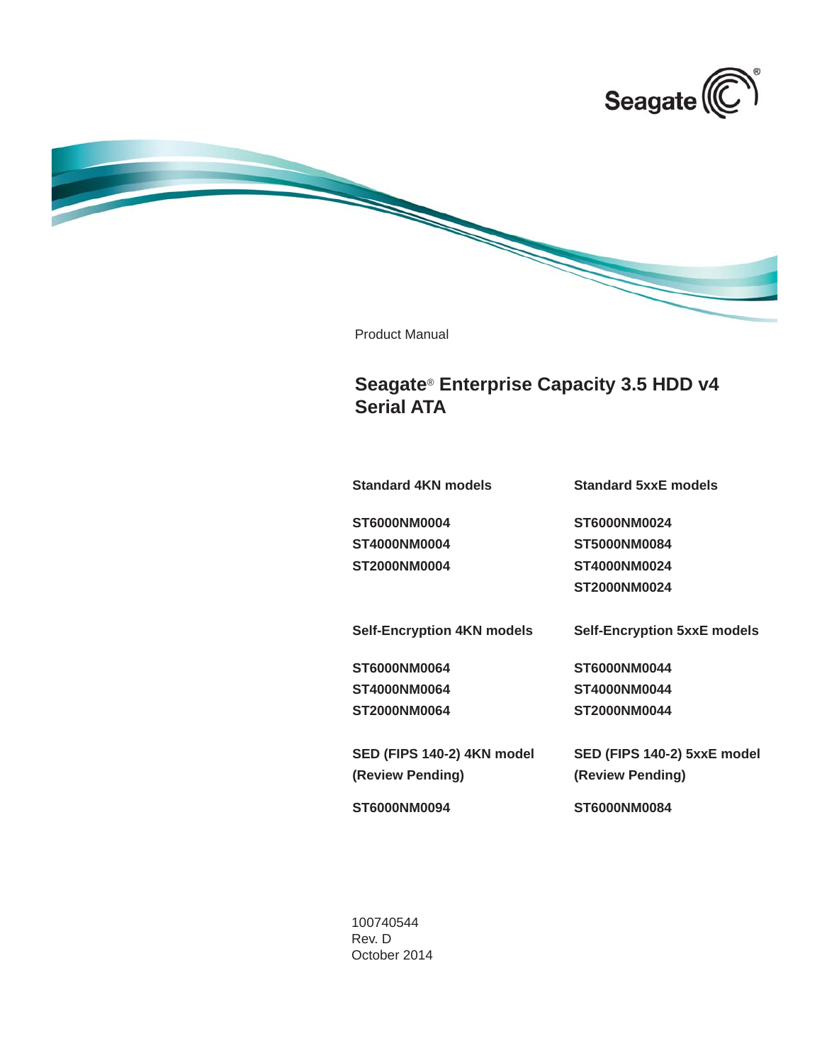Product Manual

# Seagate® Enterprise Capacity 3.5 HDD v4 Serial ATA

| Standard 4KN models | Standard 5xxE models |
| --- | --- |
| ST6000NM0004 | ST6000NM0024 |
| ST4000NM0004 | ST5000NM0084 |
| ST2000NM0004 | ST4000NM0024 |
| | ST2000NM0024 |

| Self-Encryption 4KN models | Self-Encryption 5xxE models |
| --- | --- |
| ST6000NM0064 | ST6000NM0044 |
| ST4000NM0064 | ST4000NM0044 |
| ST2000NM0064 | ST2000NM0044 |

| SED (FIPS 140-2) 4KN model (Review Pending) | SED (FIPS 140-2) 5xxE model (Review Pending) |
| --- | --- |
| ST6000NM0094 | ST6000NM0084 |

100740544
Rev. D
October 2014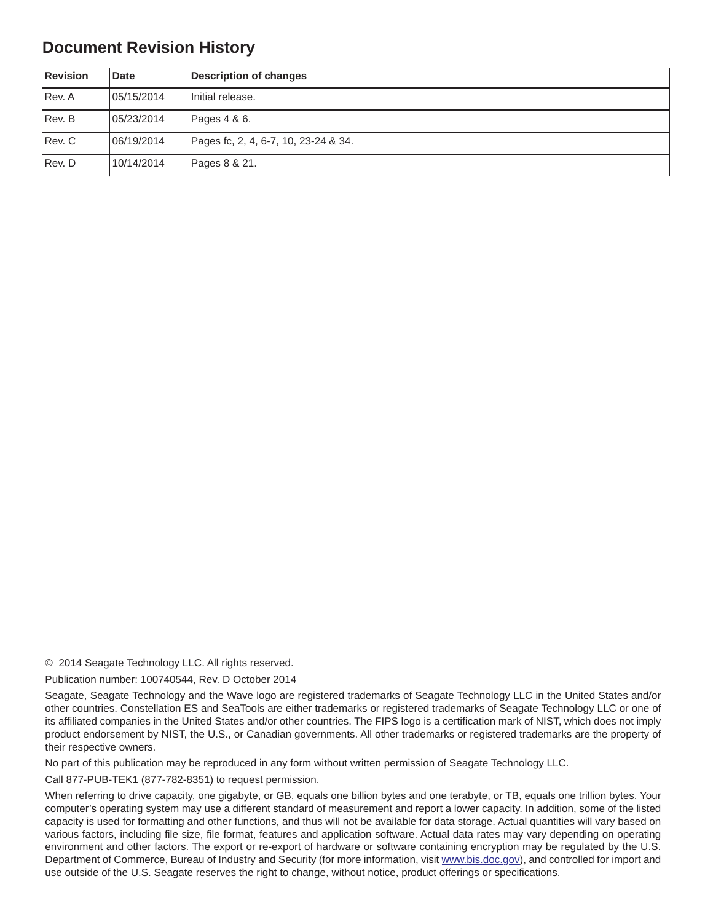# Document Revision History

| Revision | Date | Description of changes |
|---|---|---|
| Rev. A | 05/15/2014 | Initial release. |
| Rev. B | 05/23/2014 | Pages 4 & 6. |
| Rev. C | 06/19/2014 | Pages fc, 2, 4, 6-7, 10, 23-24 & 34. |
| Rev. D | 10/14/2014 | Pages 8 & 21. |

© 2014 Seagate Technology LLC. All rights reserved.

Publication number: 100740544, Rev. D October 2014

Seagate, Seagate Technology and the Wave logo are registered trademarks of Seagate Technology LLC in the United States and/or other countries. Constellation ES and SeaTools are either trademarks or registered trademarks of Seagate Technology LLC or one of its affiliated companies in the United States and/or other countries. The FIPS logo is a certification mark of NIST, which does not imply product endorsement by NIST, the U.S., or Canadian governments. All other trademarks or registered trademarks are the property of their respective owners.

No part of this publication may be reproduced in any form without written permission of Seagate Technology LLC.

Call 877-PUB-TEK1 (877-782-8351) to request permission.

When referring to drive capacity, one gigabyte, or GB, equals one billion bytes and one terabyte, or TB, equals one trillion bytes. Your computer's operating system may use a different standard of measurement and report a lower capacity. In addition, some of the listed capacity is used for formatting and other functions, and thus will not be available for data storage. Actual quantities will vary based on various factors, including file size, file format, features and application software. Actual data rates may vary depending on operating environment and other factors. The export or re-export of hardware or software containing encryption may be regulated by the U.S. Department of Commerce, Bureau of Industry and Security (for more information, visit www.bis.doc.gov), and controlled for import and use outside of the U.S. Seagate reserves the right to change, without notice, product offerings or specifications.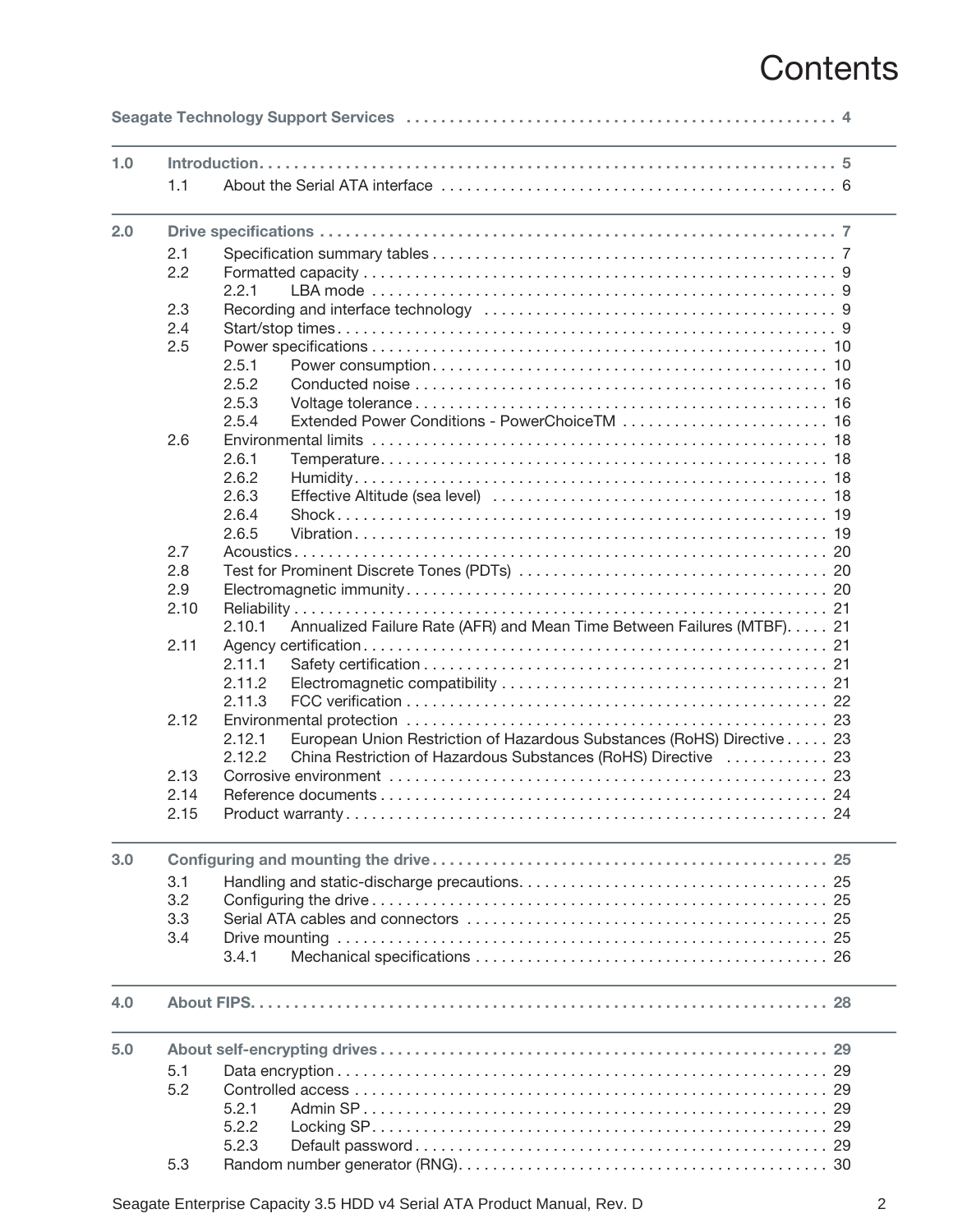# Contents

**Seagate Technology Support Services** .... 4

**1.0 Introduction** .... 5

- 1.1 About the Serial ATA interface .... 6

**2.0 Drive specifications** .... 7

- 2.1 Specification summary tables .... 7
- 2.2 Formatted capacity .... 9
  - 2.2.1 LBA mode .... 9
- 2.3 Recording and interface technology .... 9
- 2.4 Start/stop times .... 9
- 2.5 Power specifications .... 10
  - 2.5.1 Power consumption .... 10
  - 2.5.2 Conducted noise .... 16
  - 2.5.3 Voltage tolerance .... 16
  - 2.5.4 Extended Power Conditions - PowerChoiceTM .... 16
- 2.6 Environmental limits .... 18
  - 2.6.1 Temperature .... 18
  - 2.6.2 Humidity .... 18
  - 2.6.3 Effective Altitude (sea level) .... 18
  - 2.6.4 Shock .... 19
  - 2.6.5 Vibration .... 19
- 2.7 Acoustics .... 20
- 2.8 Test for Prominent Discrete Tones (PDTs) .... 20
- 2.9 Electromagnetic immunity .... 20
- 2.10 Reliability .... 21
  - 2.10.1 Annualized Failure Rate (AFR) and Mean Time Between Failures (MTBF) .... 21
- 2.11 Agency certification .... 21
  - 2.11.1 Safety certification .... 21
  - 2.11.2 Electromagnetic compatibility .... 21
  - 2.11.3 FCC verification .... 22
- 2.12 Environmental protection .... 23
  - 2.12.1 European Union Restriction of Hazardous Substances (RoHS) Directive .... 23
  - 2.12.2 China Restriction of Hazardous Substances (RoHS) Directive .... 23
- 2.13 Corrosive environment .... 23
- 2.14 Reference documents .... 24
- 2.15 Product warranty .... 24

**3.0 Configuring and mounting the drive** .... 25

- 3.1 Handling and static-discharge precautions .... 25
- 3.2 Configuring the drive .... 25
- 3.3 Serial ATA cables and connectors .... 25
- 3.4 Drive mounting .... 25
  - 3.4.1 Mechanical specifications .... 26

**4.0 About FIPS** .... 28

**5.0 About self-encrypting drives** .... 29

- 5.1 Data encryption .... 29
- 5.2 Controlled access .... 29
  - 5.2.1 Admin SP .... 29
  - 5.2.2 Locking SP .... 29
  - 5.2.3 Default password .... 29
- 5.3 Random number generator (RNG) .... 30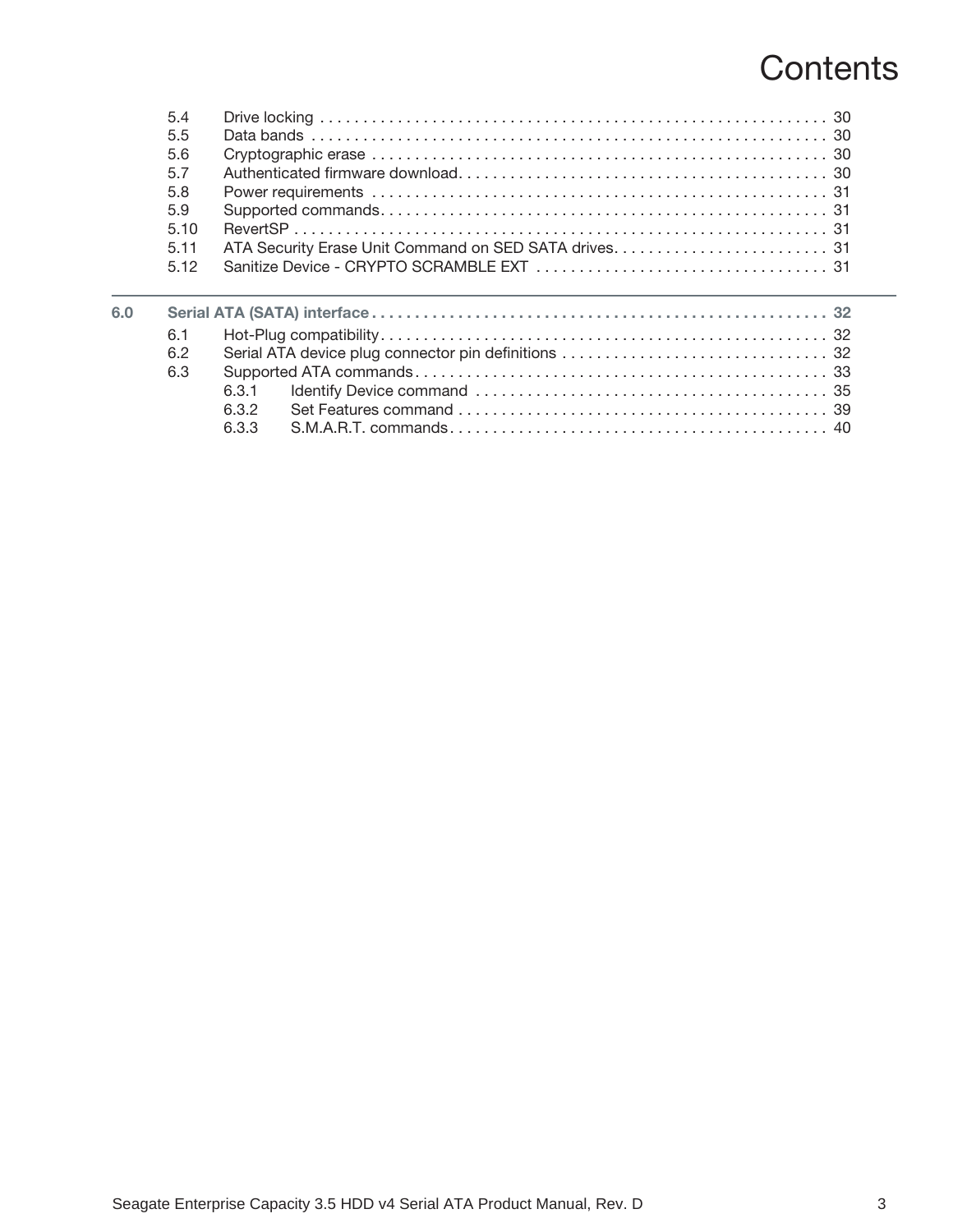# Contents

5.4 Drive locking . . . . . . . . . . . . . . . . . . . . . . . . . . . . . . . . . . . . . . . . . . . . . . . . . . . . . . . . . . . 30
5.5 Data bands . . . . . . . . . . . . . . . . . . . . . . . . . . . . . . . . . . . . . . . . . . . . . . . . . . . . . . . . . . . . 30
5.6 Cryptographic erase . . . . . . . . . . . . . . . . . . . . . . . . . . . . . . . . . . . . . . . . . . . . . . . . . . . . . 30
5.7 Authenticated firmware download. . . . . . . . . . . . . . . . . . . . . . . . . . . . . . . . . . . . . . . . . . . 30
5.8 Power requirements . . . . . . . . . . . . . . . . . . . . . . . . . . . . . . . . . . . . . . . . . . . . . . . . . . . . . 31
5.9 Supported commands. . . . . . . . . . . . . . . . . . . . . . . . . . . . . . . . . . . . . . . . . . . . . . . . . . . . 31
5.10 RevertSP . . . . . . . . . . . . . . . . . . . . . . . . . . . . . . . . . . . . . . . . . . . . . . . . . . . . . . . . . . . . . . 31
5.11 ATA Security Erase Unit Command on SED SATA drives. . . . . . . . . . . . . . . . . . . . . . . . . 31
5.12 Sanitize Device - CRYPTO SCRAMBLE EXT . . . . . . . . . . . . . . . . . . . . . . . . . . . . . . . . . . 31

**6.0 Serial ATA (SATA) interface . . . . . . . . . . . . . . . . . . . . . . . . . . . . . . . . . . . . . . . . . . . . . . . . . . . . . 32**

6.1 Hot-Plug compatibility. . . . . . . . . . . . . . . . . . . . . . . . . . . . . . . . . . . . . . . . . . . . . . . . . . . . 32
6.2 Serial ATA device plug connector pin definitions . . . . . . . . . . . . . . . . . . . . . . . . . . . . . . . 32
6.3 Supported ATA commands. . . . . . . . . . . . . . . . . . . . . . . . . . . . . . . . . . . . . . . . . . . . . . . . . 33
6.3.1 Identify Device command . . . . . . . . . . . . . . . . . . . . . . . . . . . . . . . . . . . . . . . . . . 35
6.3.2 Set Features command . . . . . . . . . . . . . . . . . . . . . . . . . . . . . . . . . . . . . . . . . . . . 39
6.3.3 S.M.A.R.T. commands. . . . . . . . . . . . . . . . . . . . . . . . . . . . . . . . . . . . . . . . . . . . . 40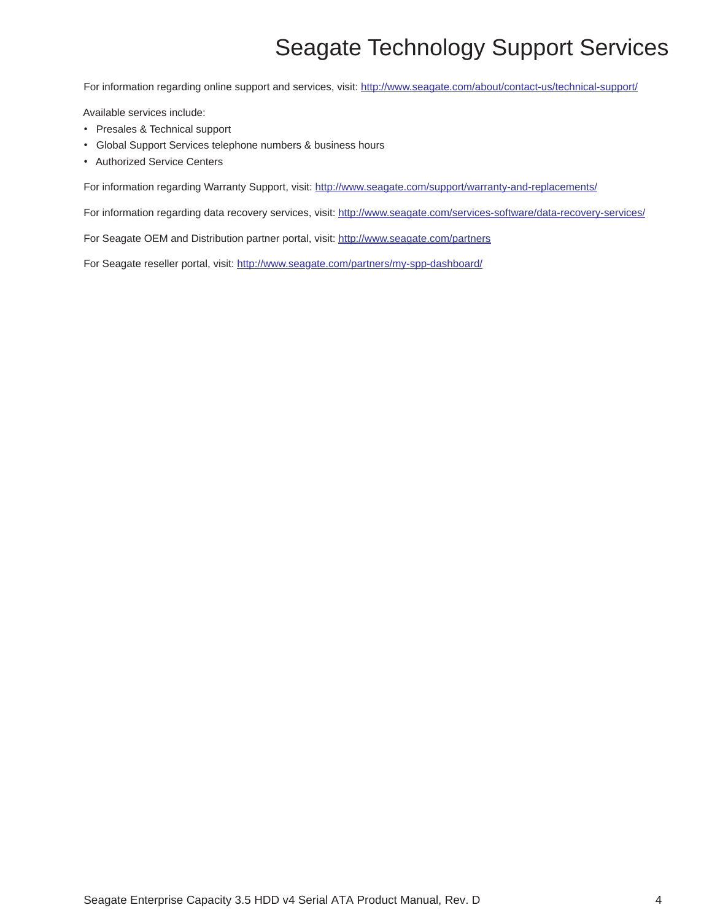# Seagate Technology Support Services

For information regarding online support and services, visit: http://www.seagate.com/about/contact-us/technical-support/

Available services include:

- Presales & Technical support
- Global Support Services telephone numbers & business hours
- Authorized Service Centers

For information regarding Warranty Support, visit: http://www.seagate.com/support/warranty-and-replacements/

For information regarding data recovery services, visit: http://www.seagate.com/services-software/data-recovery-services/

For Seagate OEM and Distribution partner portal, visit: http://www.seagate.com/partners

For Seagate reseller portal, visit: http://www.seagate.com/partners/my-spp-dashboard/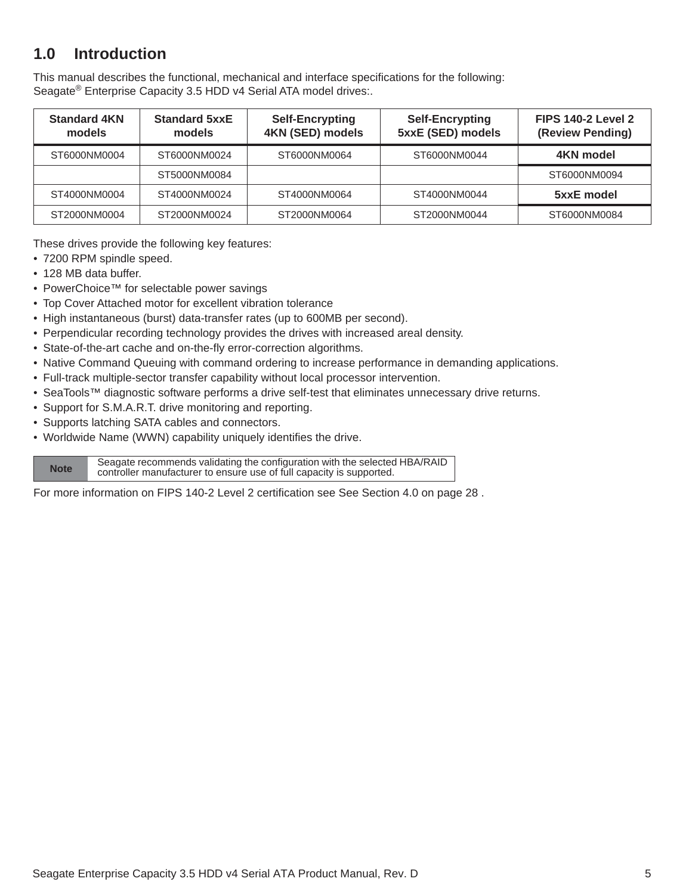# 1.0 Introduction

This manual describes the functional, mechanical and interface specifications for the following:
Seagate® Enterprise Capacity 3.5 HDD v4 Serial ATA model drives:.

| Standard 4KN models | Standard 5xxE models | Self-Encrypting 4KN (SED) models | Self-Encrypting 5xxE (SED) models | FIPS 140-2 Level 2 (Review Pending) |
|---|---|---|---|---|
| ST6000NM0004 | ST6000NM0024 | ST6000NM0064 | ST6000NM0044 | **4KN model** |
| | ST5000NM0084 | | | ST6000NM0094 |
| ST4000NM0004 | ST4000NM0024 | ST4000NM0064 | ST4000NM0044 | **5xxE model** |
| ST2000NM0004 | ST2000NM0024 | ST2000NM0064 | ST2000NM0044 | ST6000NM0084 |

These drives provide the following key features:

- 7200 RPM spindle speed.
- 128 MB data buffer.
- PowerChoice™ for selectable power savings
- Top Cover Attached motor for excellent vibration tolerance
- High instantaneous (burst) data-transfer rates (up to 600MB per second).
- Perpendicular recording technology provides the drives with increased areal density.
- State-of-the-art cache and on-the-fly error-correction algorithms.
- Native Command Queuing with command ordering to increase performance in demanding applications.
- Full-track multiple-sector transfer capability without local processor intervention.
- SeaTools™ diagnostic software performs a drive self-test that eliminates unnecessary drive returns.
- Support for S.M.A.R.T. drive monitoring and reporting.
- Supports latching SATA cables and connectors.
- Worldwide Name (WWN) capability uniquely identifies the drive.

| **Note** | Seagate recommends validating the configuration with the selected HBA/RAID controller manufacturer to ensure use of full capacity is supported. |
|---|---|

For more information on FIPS 140-2 Level 2 certification see See Section 4.0 on page 28 .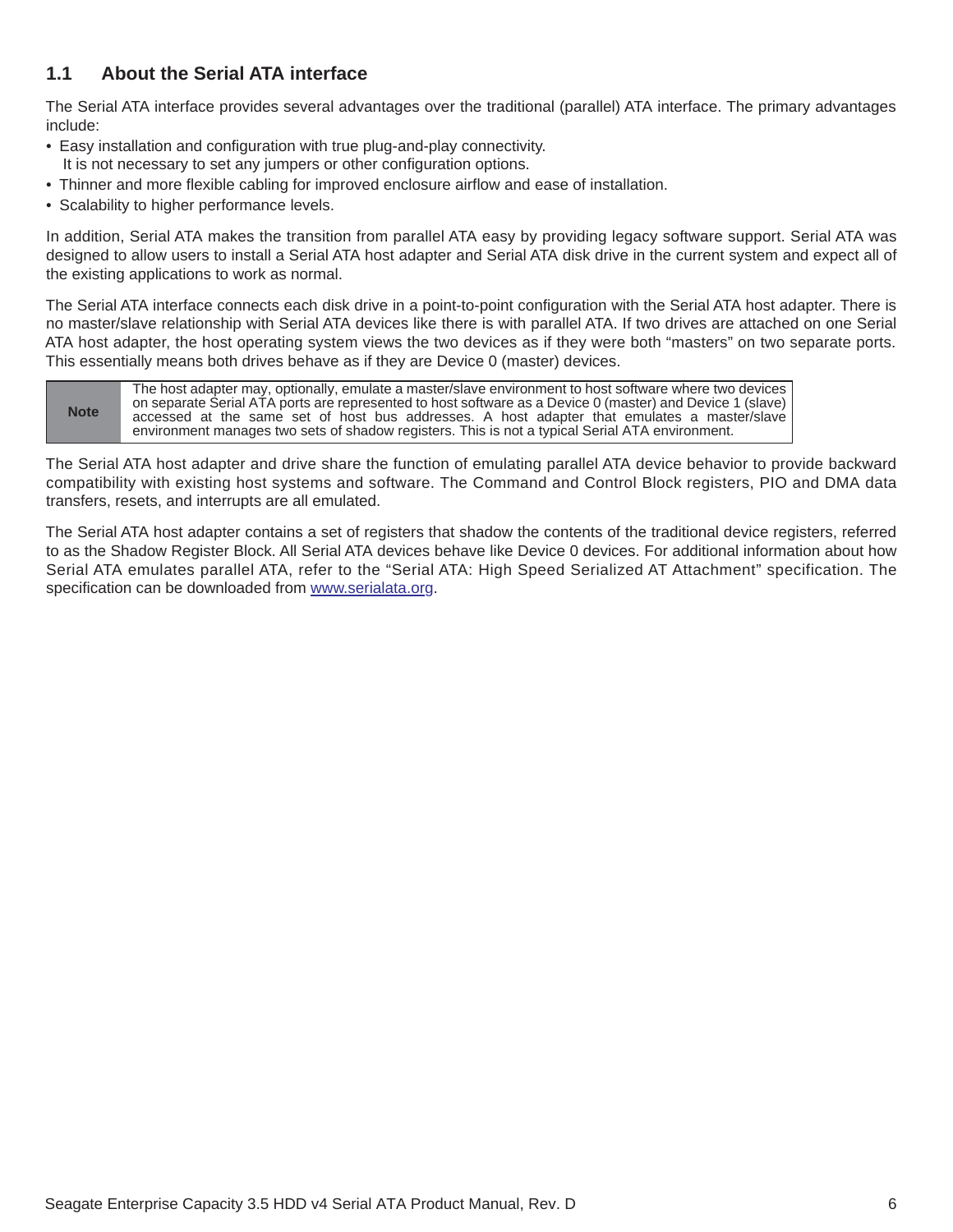## 1.1 About the Serial ATA interface

The Serial ATA interface provides several advantages over the traditional (parallel) ATA interface. The primary advantages include:

- Easy installation and configuration with true plug-and-play connectivity.
  It is not necessary to set any jumpers or other configuration options.
- Thinner and more flexible cabling for improved enclosure airflow and ease of installation.
- Scalability to higher performance levels.

In addition, Serial ATA makes the transition from parallel ATA easy by providing legacy software support. Serial ATA was designed to allow users to install a Serial ATA host adapter and Serial ATA disk drive in the current system and expect all of the existing applications to work as normal.

The Serial ATA interface connects each disk drive in a point-to-point configuration with the Serial ATA host adapter. There is no master/slave relationship with Serial ATA devices like there is with parallel ATA. If two drives are attached on one Serial ATA host adapter, the host operating system views the two devices as if they were both "masters" on two separate ports. This essentially means both drives behave as if they are Device 0 (master) devices.

| Note | The host adapter may, optionally, emulate a master/slave environment to host software where two devices on separate Serial ATA ports are represented to host software as a Device 0 (master) and Device 1 (slave) accessed at the same set of host bus addresses. A host adapter that emulates a master/slave environment manages two sets of shadow registers. This is not a typical Serial ATA environment. |
|---|---|

The Serial ATA host adapter and drive share the function of emulating parallel ATA device behavior to provide backward compatibility with existing host systems and software. The Command and Control Block registers, PIO and DMA data transfers, resets, and interrupts are all emulated.

The Serial ATA host adapter contains a set of registers that shadow the contents of the traditional device registers, referred to as the Shadow Register Block. All Serial ATA devices behave like Device 0 devices. For additional information about how Serial ATA emulates parallel ATA, refer to the "Serial ATA: High Speed Serialized AT Attachment" specification. The specification can be downloaded from www.serialata.org.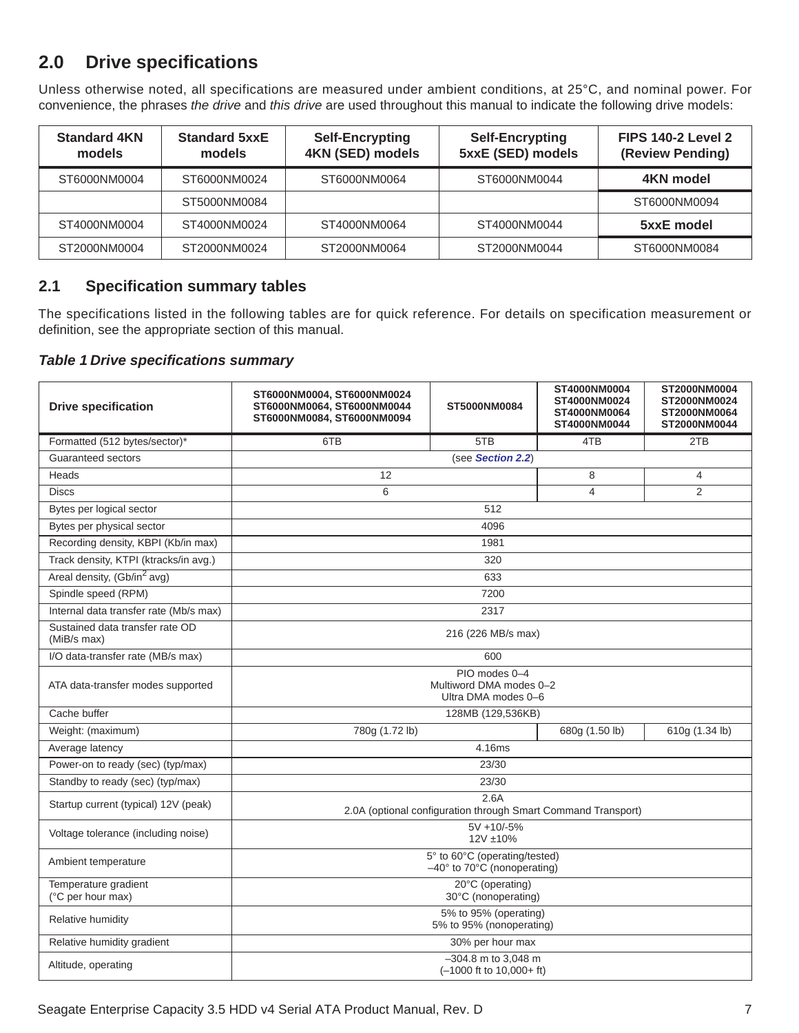## 2.0 Drive specifications

Unless otherwise noted, all specifications are measured under ambient conditions, at 25°C, and nominal power. For convenience, the phrases *the drive* and *this drive* are used throughout this manual to indicate the following drive models:

| Standard 4KN models | Standard 5xxE models | Self-Encrypting 4KN (SED) models | Self-Encrypting 5xxE (SED) models | FIPS 140-2 Level 2 (Review Pending) |
|---|---|---|---|---|
| ST6000NM0004 | ST6000NM0024 | ST6000NM0064 | ST6000NM0044 | **4KN model** |
| | ST5000NM0084 | | | ST6000NM0094 |
| ST4000NM0004 | ST4000NM0024 | ST4000NM0064 | ST4000NM0044 | **5xxE model** |
| ST2000NM0004 | ST2000NM0024 | ST2000NM0064 | ST2000NM0044 | ST6000NM0084 |

### 2.1 Specification summary tables

The specifications listed in the following tables are for quick reference. For details on specification measurement or definition, see the appropriate section of this manual.

***Table 1 Drive specifications summary***

| Drive specification | ST6000NM0004, ST6000NM0024 ST6000NM0064, ST6000NM0044 ST6000NM0084, ST6000NM0094 | ST5000NM0084 | ST4000NM0004 ST4000NM0024 ST4000NM0064 ST4000NM0044 | ST2000NM0004 ST2000NM0024 ST2000NM0064 ST2000NM0044 |
|---|---|---|---|---|
| Formatted (512 bytes/sector)* | 6TB | 5TB | 4TB | 2TB |
| Guaranteed sectors | (see *Section 2.2*) | | | |
| Heads | 12 | | 8 | 4 |
| Discs | 6 | | 4 | 2 |
| Bytes per logical sector | 512 | | | |
| Bytes per physical sector | 4096 | | | |
| Recording density, KBPI (Kb/in max) | 1981 | | | |
| Track density, KTPI (ktracks/in avg.) | 320 | | | |
| Areal density, (Gb/in$^2$ avg) | 633 | | | |
| Spindle speed (RPM) | 7200 | | | |
| Internal data transfer rate (Mb/s max) | 2317 | | | |
| Sustained data transfer rate OD (MiB/s max) | 216 (226 MB/s max) | | | |
| I/O data-transfer rate (MB/s max) | 600 | | | |
| ATA data-transfer modes supported | PIO modes 0–4<br>Multiword DMA modes 0–2<br>Ultra DMA modes 0–6 | | | |
| Cache buffer | 128MB (129,536KB) | | | |
| Weight: (maximum) | 780g (1.72 lb) | | 680g (1.50 lb) | 610g (1.34 lb) |
| Average latency | 4.16ms | | | |
| Power-on to ready (sec) (typ/max) | 23/30 | | | |
| Standby to ready (sec) (typ/max) | 23/30 | | | |
| Startup current (typical) 12V (peak) | 2.6A<br>2.0A (optional configuration through Smart Command Transport) | | | |
| Voltage tolerance (including noise) | 5V +10/-5%<br>12V ±10% | | | |
| Ambient temperature | 5° to 60°C (operating/tested)<br>–40° to 70°C (nonoperating) | | | |
| Temperature gradient (°C per hour max) | 20°C (operating)<br>30°C (nonoperating) | | | |
| Relative humidity | 5% to 95% (operating)<br>5% to 95% (nonoperating) | | | |
| Relative humidity gradient | 30% per hour max | | | |
| Altitude, operating | –304.8 m to 3,048 m<br>(–1000 ft to 10,000+ ft) | | | |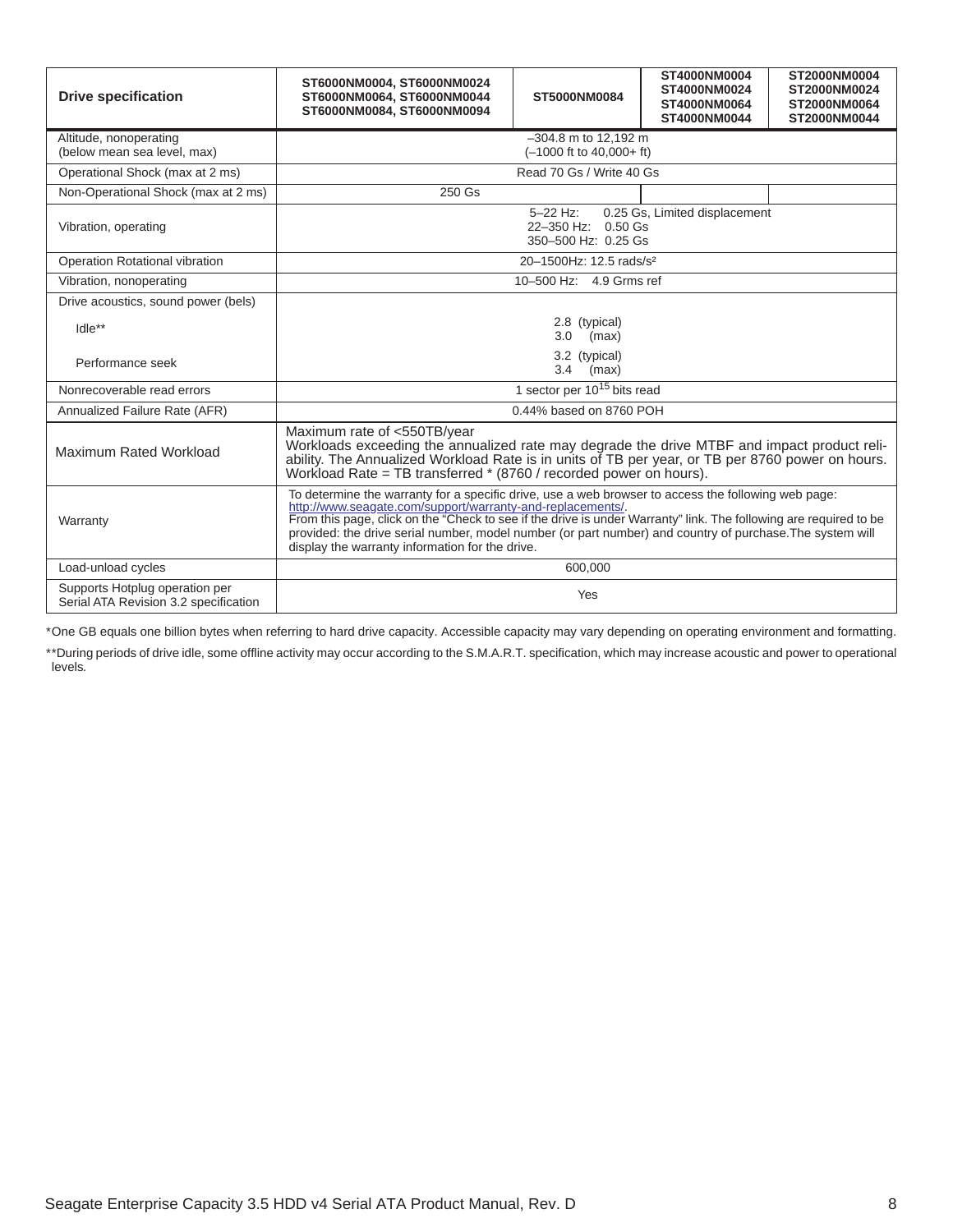| Drive specification | ST6000NM0004, ST6000NM0024 ST6000NM0064, ST6000NM0044 ST6000NM0084, ST6000NM0094 | ST5000NM0084 | ST4000NM0004 ST4000NM0024 ST4000NM0064 ST4000NM0044 | ST2000NM0004 ST2000NM0024 ST2000NM0064 ST2000NM0044 |
|---|---|---|---|---|
| Altitude, nonoperating (below mean sea level, max) | –304.8 m to 12,192 m (–1000 ft to 40,000+ ft) | | | |
| Operational Shock (max at 2 ms) | Read 70 Gs / Write 40 Gs | | | |
| Non-Operational Shock (max at 2 ms) | 250 Gs | | | |
| Vibration, operating | 5–22 Hz: 0.25 Gs, Limited displacement<br>22–350 Hz: 0.50 Gs<br>350–500 Hz: 0.25 Gs | | | |
| Operation Rotational vibration | 20–1500Hz: 12.5 rads/s² | | | |
| Vibration, nonoperating | 10–500 Hz: 4.9 Grms ref | | | |
| Drive acoustics, sound power (bels) | | | | |
| Idle** | 2.8 (typical)<br>3.0 (max) | | | |
| Performance seek | 3.2 (typical)<br>3.4 (max) | | | |
| Nonrecoverable read errors | 1 sector per $10^{15}$ bits read | | | |
| Annualized Failure Rate (AFR) | 0.44% based on 8760 POH | | | |
| Maximum Rated Workload | Maximum rate of <550TB/year<br>Workloads exceeding the annualized rate may degrade the drive MTBF and impact product reliability. The Annualized Workload Rate is in units of TB per year, or TB per 8760 power on hours. Workload Rate = TB transferred * (8760 / recorded power on hours). | | | |
| Warranty | To determine the warranty for a specific drive, use a web browser to access the following web page: http://www.seagate.com/support/warranty-and-replacements/.<br>From this page, click on the "Check to see if the drive is under Warranty" link. The following are required to be provided: the drive serial number, model number (or part number) and country of purchase.The system will display the warranty information for the drive. | | | |
| Load-unload cycles | 600,000 | | | |
| Supports Hotplug operation per Serial ATA Revision 3.2 specification | Yes | | | |

*One GB equals one billion bytes when referring to hard drive capacity. Accessible capacity may vary depending on operating environment and formatting.

**During periods of drive idle, some offline activity may occur according to the S.M.A.R.T. specification, which may increase acoustic and power to operational levels.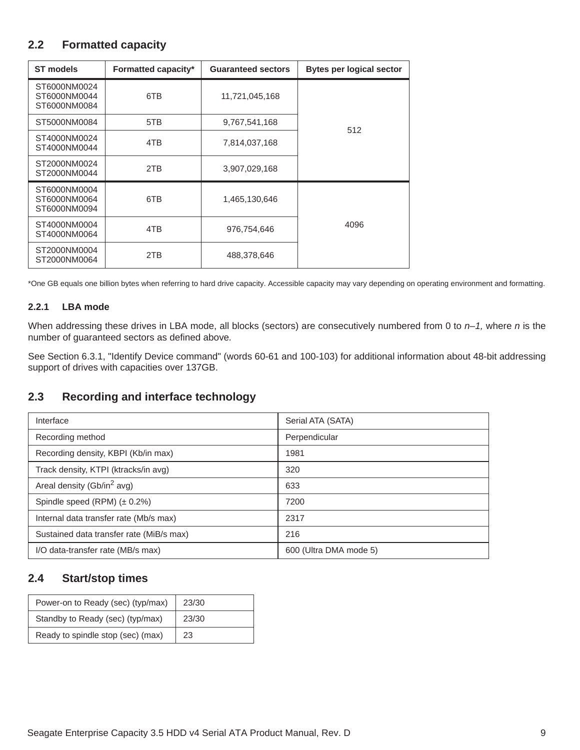## 2.2 Formatted capacity

| ST models | Formatted capacity* | Guaranteed sectors | Bytes per logical sector |
|---|---|---|---|
| ST6000NM0024<br>ST6000NM0044<br>ST6000NM0084 | 6TB | 11,721,045,168 | 512 |
| ST5000NM0084 | 5TB | 9,767,541,168 | |
| ST4000NM0024<br>ST4000NM0044 | 4TB | 7,814,037,168 | |
| ST2000NM0024<br>ST2000NM0044 | 2TB | 3,907,029,168 | |
| ST6000NM0004<br>ST6000NM0064<br>ST6000NM0094 | 6TB | 1,465,130,646 | 4096 |
| ST4000NM0004<br>ST4000NM0064 | 4TB | 976,754,646 | |
| ST2000NM0004<br>ST2000NM0064 | 2TB | 488,378,646 | |

*One GB equals one billion bytes when referring to hard drive capacity. Accessible capacity may vary depending on operating environment and formatting.

### 2.2.1 LBA mode

When addressing these drives in LBA mode, all blocks (sectors) are consecutively numbered from 0 to *n–1,* where *n* is the number of guaranteed sectors as defined above.

See Section 6.3.1, "Identify Device command" (words 60-61 and 100-103) for additional information about 48-bit addressing support of drives with capacities over 137GB.

## 2.3 Recording and interface technology

| | |
|---|---|
| Interface | Serial ATA (SATA) |
| Recording method | Perpendicular |
| Recording density, KBPI (Kb/in max) | 1981 |
| Track density, KTPI (ktracks/in avg) | 320 |
| Areal density (Gb/in$^2$ avg) | 633 |
| Spindle speed (RPM) (± 0.2%) | 7200 |
| Internal data transfer rate (Mb/s max) | 2317 |
| Sustained data transfer rate (MiB/s max) | 216 |
| I/O data-transfer rate (MB/s max) | 600 (Ultra DMA mode 5) |

## 2.4 Start/stop times

| | |
|---|---|
| Power-on to Ready (sec) (typ/max) | 23/30 |
| Standby to Ready (sec) (typ/max) | 23/30 |
| Ready to spindle stop (sec) (max) | 23 |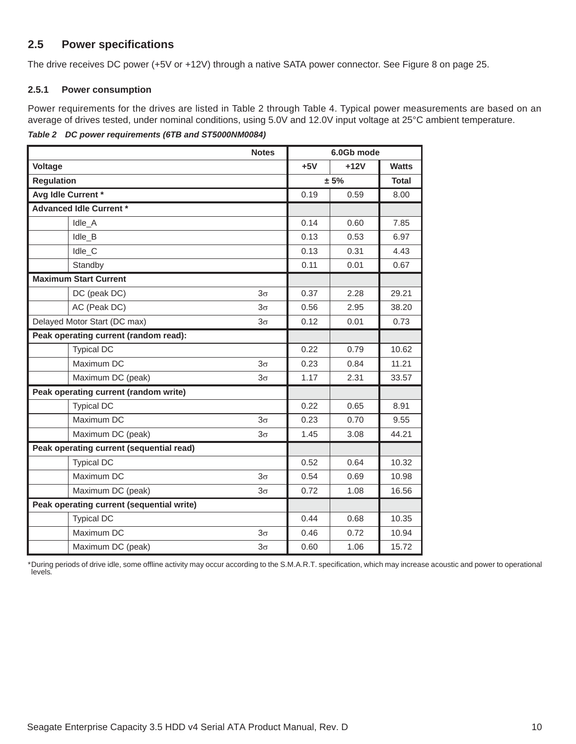## 2.5 Power specifications

The drive receives DC power (+5V or +12V) through a native SATA power connector. See Figure 8 on page 25.

### 2.5.1 Power consumption

Power requirements for the drives are listed in Table 2 through Table 4. Typical power measurements are based on an average of drives tested, under nominal conditions, using 5.0V and 12.0V input voltage at 25°C ambient temperature.

*Table 2 DC power requirements (6TB and ST5000NM0084)*

| | | Notes | 6.0Gb mode | | |
|---|---|---|---|---|---|
| **Voltage** | | | **+5V** | **+12V** | **Watts** |
| **Regulation** | | | **± 5%** | | **Total** |
| **Avg Idle Current *** | | | 0.19 | 0.59 | 8.00 |
| **Advanced Idle Current *** | | | | | |
| | Idle_A | | 0.14 | 0.60 | 7.85 |
| | Idle_B | | 0.13 | 0.53 | 6.97 |
| | Idle_C | | 0.13 | 0.31 | 4.43 |
| | Standby | | 0.11 | 0.01 | 0.67 |
| **Maximum Start Current** | | | | | |
| | DC (peak DC) | $3\sigma$ | 0.37 | 2.28 | 29.21 |
| | AC (Peak DC) | $3\sigma$ | 0.56 | 2.95 | 38.20 |
| Delayed Motor Start (DC max) | | $3\sigma$ | 0.12 | 0.01 | 0.73 |
| **Peak operating current (random read):** | | | | | |
| | Typical DC | | 0.22 | 0.79 | 10.62 |
| | Maximum DC | $3\sigma$ | 0.23 | 0.84 | 11.21 |
| | Maximum DC (peak) | $3\sigma$ | 1.17 | 2.31 | 33.57 |
| **Peak operating current (random write)** | | | | | |
| | Typical DC | | 0.22 | 0.65 | 8.91 |
| | Maximum DC | $3\sigma$ | 0.23 | 0.70 | 9.55 |
| | Maximum DC (peak) | $3\sigma$ | 1.45 | 3.08 | 44.21 |
| **Peak operating current (sequential read)** | | | | | |
| | Typical DC | | 0.52 | 0.64 | 10.32 |
| | Maximum DC | $3\sigma$ | 0.54 | 0.69 | 10.98 |
| | Maximum DC (peak) | $3\sigma$ | 0.72 | 1.08 | 16.56 |
| **Peak operating current (sequential write)** | | | | | |
| | Typical DC | | 0.44 | 0.68 | 10.35 |
| | Maximum DC | $3\sigma$ | 0.46 | 0.72 | 10.94 |
| | Maximum DC (peak) | $3\sigma$ | 0.60 | 1.06 | 15.72 |

*During periods of drive idle, some offline activity may occur according to the S.M.A.R.T. specification, which may increase acoustic and power to operational levels.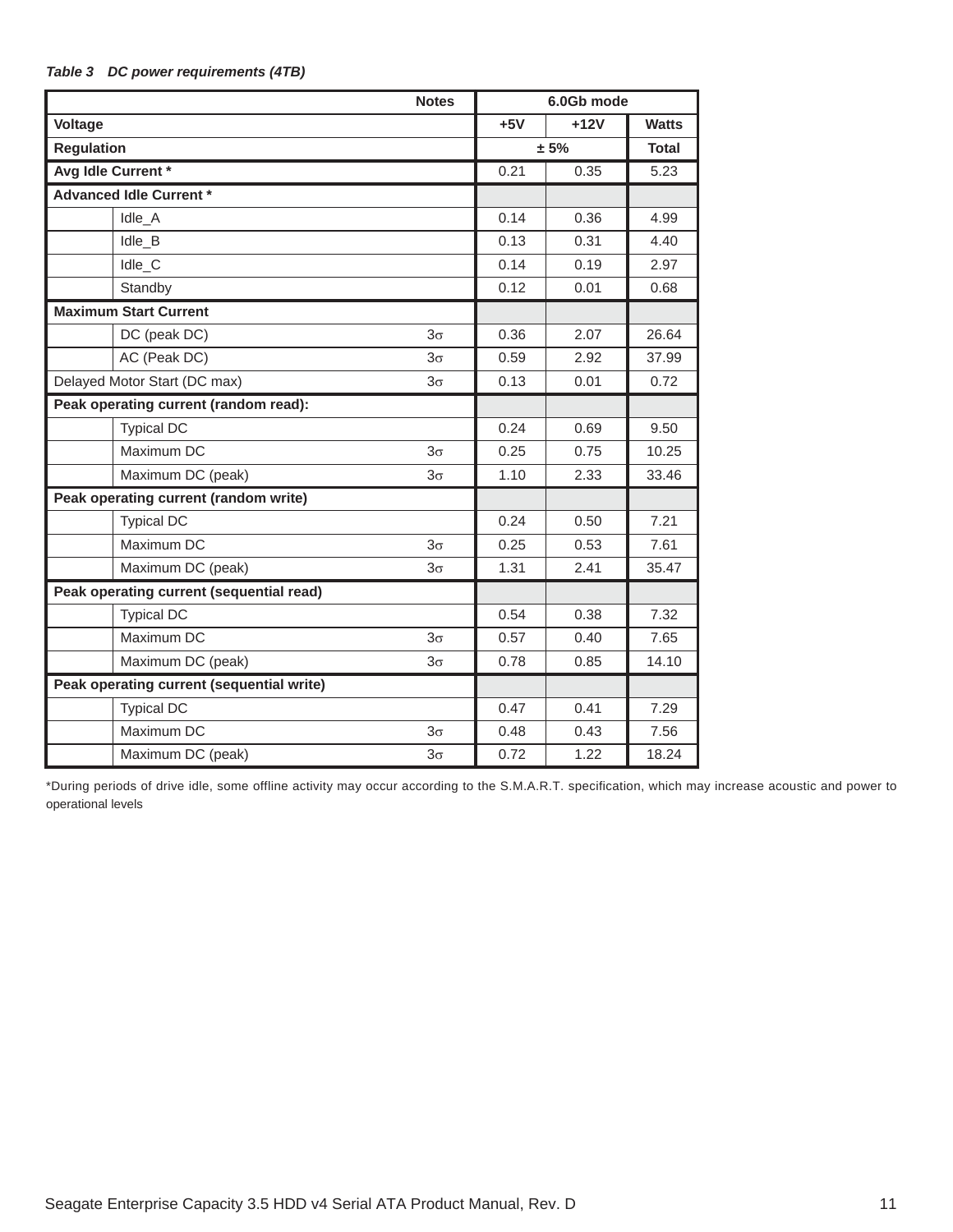*Table 3 DC power requirements (4TB)*

| | | Notes | 6.0Gb mode | | |
|---|---|---|---|---|---|
| **Voltage** | | | **+5V** | **+12V** | **Watts** |
| **Regulation** | | | **± 5%** | | **Total** |
| **Avg Idle Current *** | | | 0.21 | 0.35 | 5.23 |
| **Advanced Idle Current *** | | | | | |
| | Idle_A | | 0.14 | 0.36 | 4.99 |
| | Idle_B | | 0.13 | 0.31 | 4.40 |
| | Idle_C | | 0.14 | 0.19 | 2.97 |
| | Standby | | 0.12 | 0.01 | 0.68 |
| **Maximum Start Current** | | | | | |
| | DC (peak DC) | $3\sigma$ | 0.36 | 2.07 | 26.64 |
| | AC (Peak DC) | $3\sigma$ | 0.59 | 2.92 | 37.99 |
| Delayed Motor Start (DC max) | | $3\sigma$ | 0.13 | 0.01 | 0.72 |
| **Peak operating current (random read):** | | | | | |
| | Typical DC | | 0.24 | 0.69 | 9.50 |
| | Maximum DC | $3\sigma$ | 0.25 | 0.75 | 10.25 |
| | Maximum DC (peak) | $3\sigma$ | 1.10 | 2.33 | 33.46 |
| **Peak operating current (random write)** | | | | | |
| | Typical DC | | 0.24 | 0.50 | 7.21 |
| | Maximum DC | $3\sigma$ | 0.25 | 0.53 | 7.61 |
| | Maximum DC (peak) | $3\sigma$ | 1.31 | 2.41 | 35.47 |
| **Peak operating current (sequential read)** | | | | | |
| | Typical DC | | 0.54 | 0.38 | 7.32 |
| | Maximum DC | $3\sigma$ | 0.57 | 0.40 | 7.65 |
| | Maximum DC (peak) | $3\sigma$ | 0.78 | 0.85 | 14.10 |
| **Peak operating current (sequential write)** | | | | | |
| | Typical DC | | 0.47 | 0.41 | 7.29 |
| | Maximum DC | $3\sigma$ | 0.48 | 0.43 | 7.56 |
| | Maximum DC (peak) | $3\sigma$ | 0.72 | 1.22 | 18.24 |

*During periods of drive idle, some offline activity may occur according to the S.M.A.R.T. specification, which may increase acoustic and power to operational levels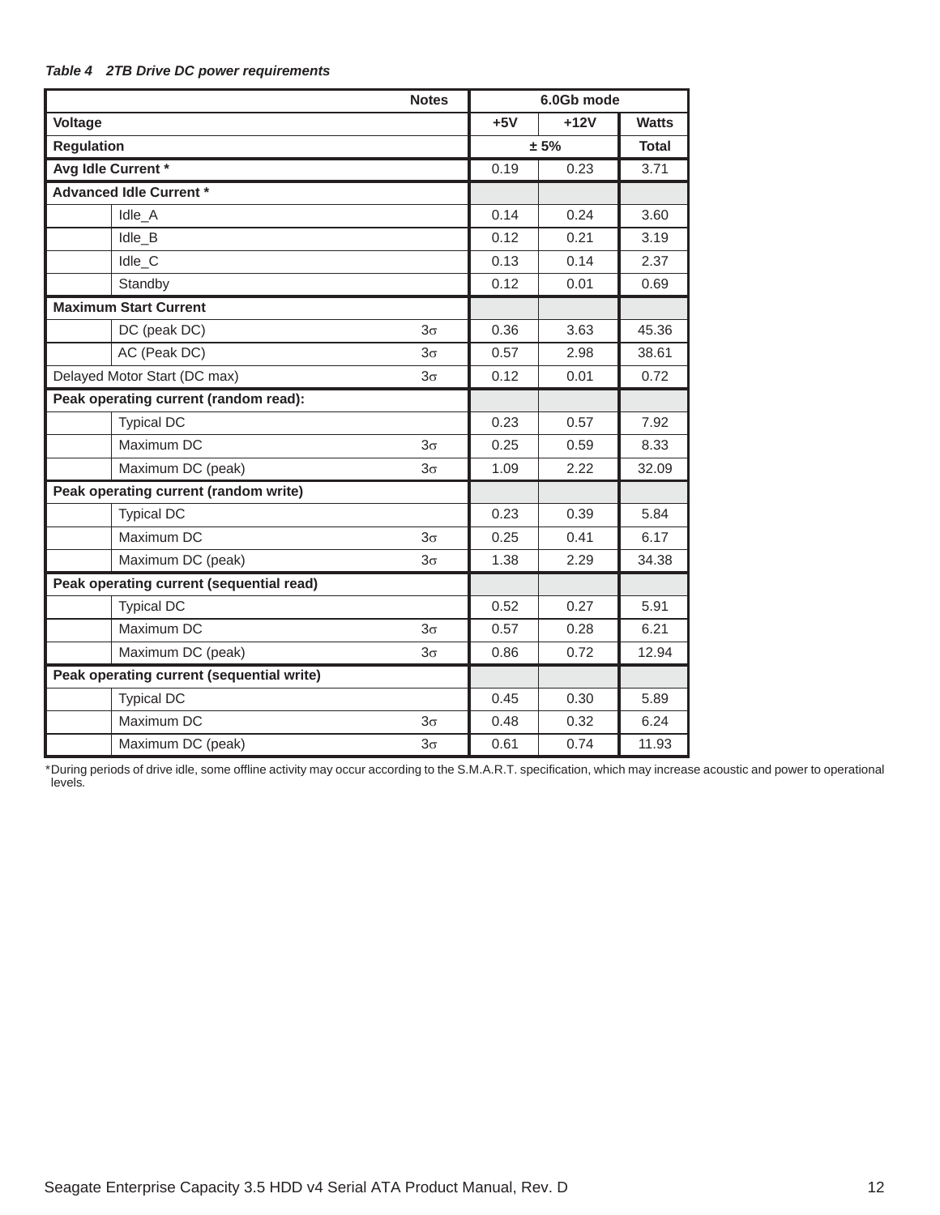*Table 4 2TB Drive DC power requirements*

| | | Notes | 6.0Gb mode | | |
|---|---|---|---|---|---|
| **Voltage** | | | **+5V** | **+12V** | **Watts** |
| **Regulation** | | | **± 5%** | | **Total** |
| **Avg Idle Current *** | | | 0.19 | 0.23 | 3.71 |
| **Advanced Idle Current *** | | | | | |
| | Idle_A | | 0.14 | 0.24 | 3.60 |
| | Idle_B | | 0.12 | 0.21 | 3.19 |
| | Idle_C | | 0.13 | 0.14 | 2.37 |
| | Standby | | 0.12 | 0.01 | 0.69 |
| **Maximum Start Current** | | | | | |
| | DC (peak DC) | $3\sigma$ | 0.36 | 3.63 | 45.36 |
| | AC (Peak DC) | $3\sigma$ | 0.57 | 2.98 | 38.61 |
| Delayed Motor Start (DC max) | | $3\sigma$ | 0.12 | 0.01 | 0.72 |
| **Peak operating current (random read):** | | | | | |
| | Typical DC | | 0.23 | 0.57 | 7.92 |
| | Maximum DC | $3\sigma$ | 0.25 | 0.59 | 8.33 |
| | Maximum DC (peak) | $3\sigma$ | 1.09 | 2.22 | 32.09 |
| **Peak operating current (random write)** | | | | | |
| | Typical DC | | 0.23 | 0.39 | 5.84 |
| | Maximum DC | $3\sigma$ | 0.25 | 0.41 | 6.17 |
| | Maximum DC (peak) | $3\sigma$ | 1.38 | 2.29 | 34.38 |
| **Peak operating current (sequential read)** | | | | | |
| | Typical DC | | 0.52 | 0.27 | 5.91 |
| | Maximum DC | $3\sigma$ | 0.57 | 0.28 | 6.21 |
| | Maximum DC (peak) | $3\sigma$ | 0.86 | 0.72 | 12.94 |
| **Peak operating current (sequential write)** | | | | | |
| | Typical DC | | 0.45 | 0.30 | 5.89 |
| | Maximum DC | $3\sigma$ | 0.48 | 0.32 | 6.24 |
| | Maximum DC (peak) | $3\sigma$ | 0.61 | 0.74 | 11.93 |

*During periods of drive idle, some offline activity may occur according to the S.M.A.R.T. specification, which may increase acoustic and power to operational levels.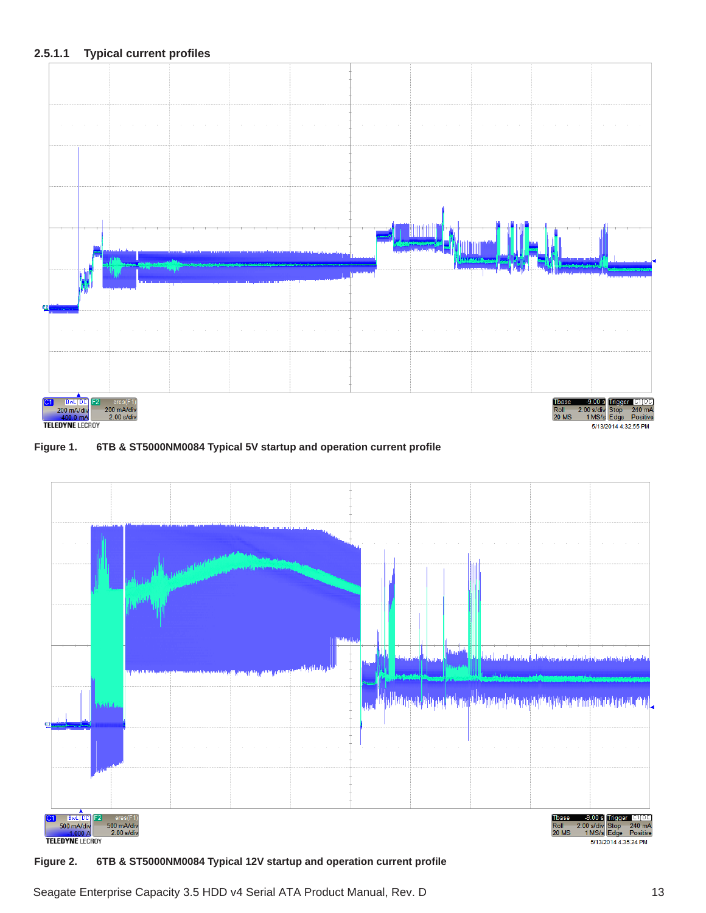#### 2.5.1.1 Typical current profiles

Figure 1. 6TB & ST5000NM0084 Typical 5V startup and operation current profile

Figure 2. 6TB & ST5000NM0084 Typical 12V startup and operation current profile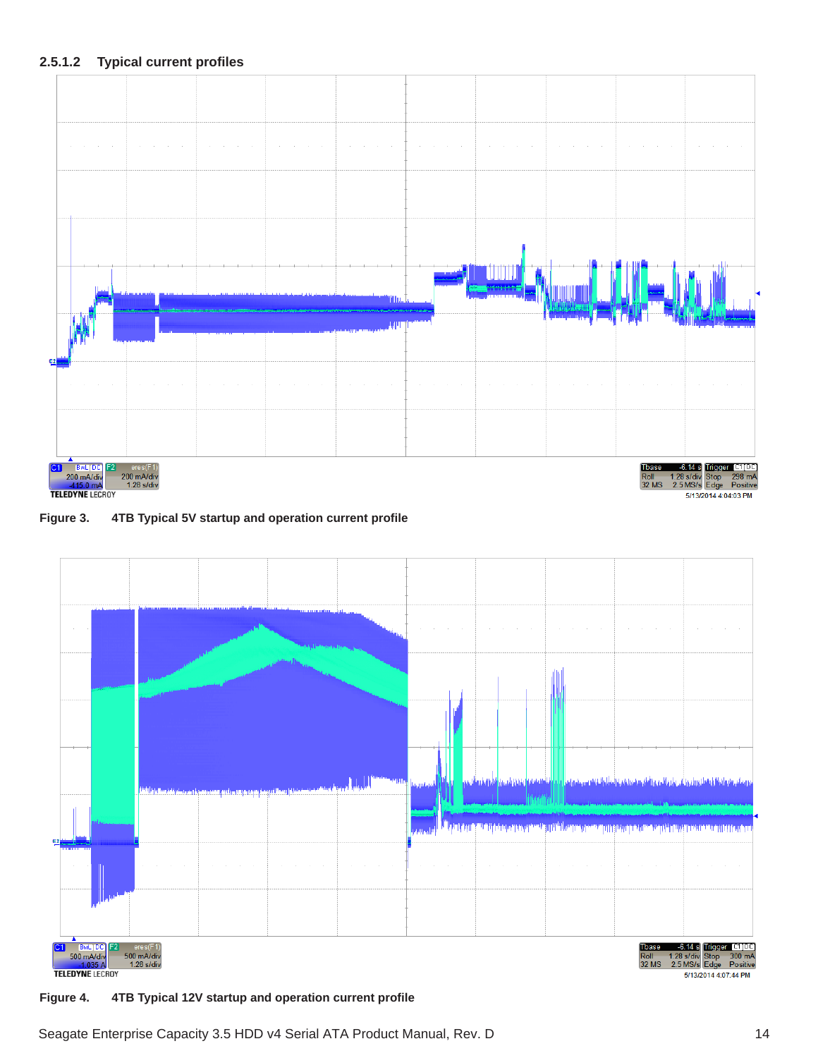### 2.5.1.2 Typical current profiles

**Figure 3. 4TB Typical 5V startup and operation current profile**

**Figure 4. 4TB Typical 12V startup and operation current profile**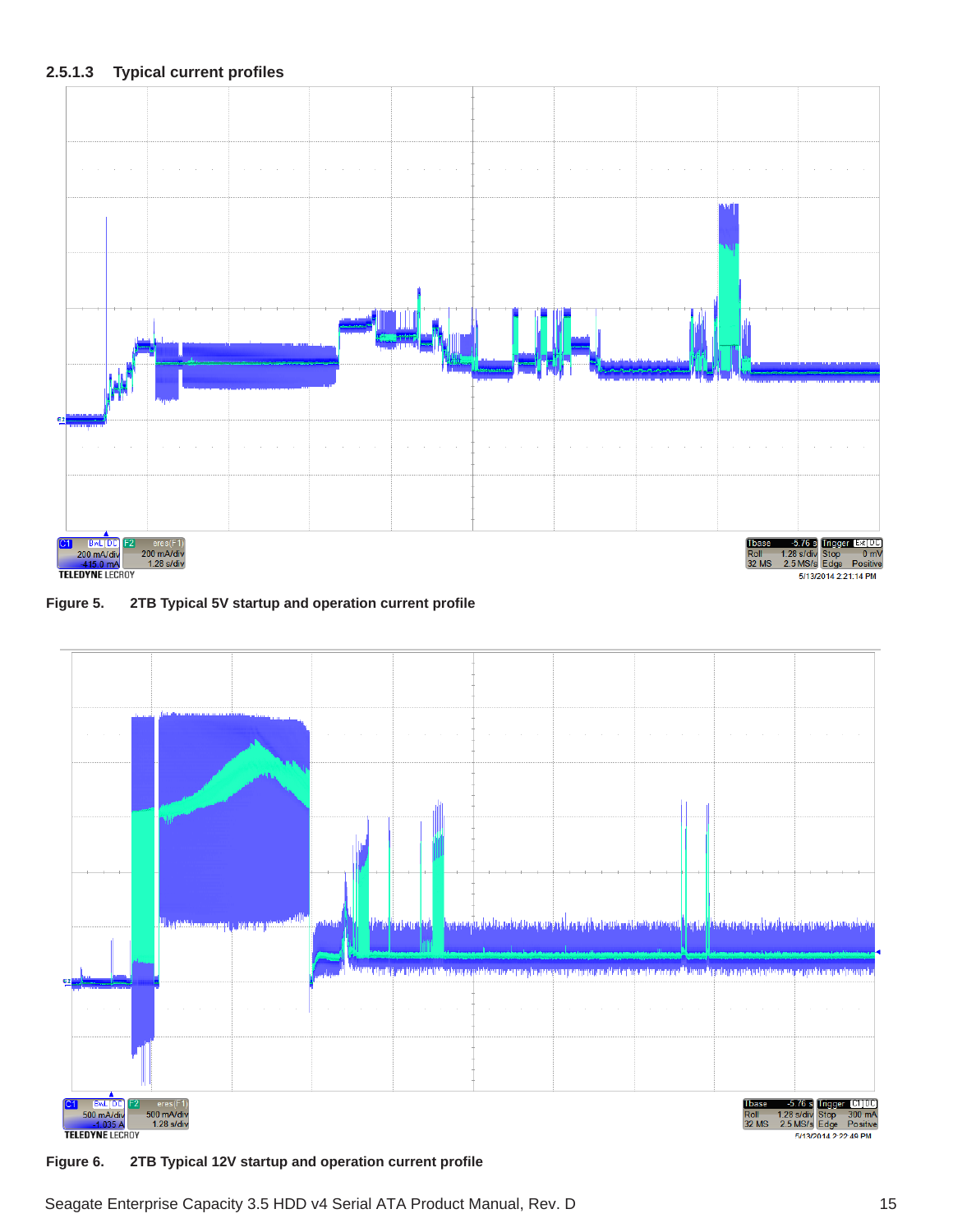#### 2.5.1.3 Typical current profiles

**Figure 5. 2TB Typical 5V startup and operation current profile**

**Figure 6. 2TB Typical 12V startup and operation current profile**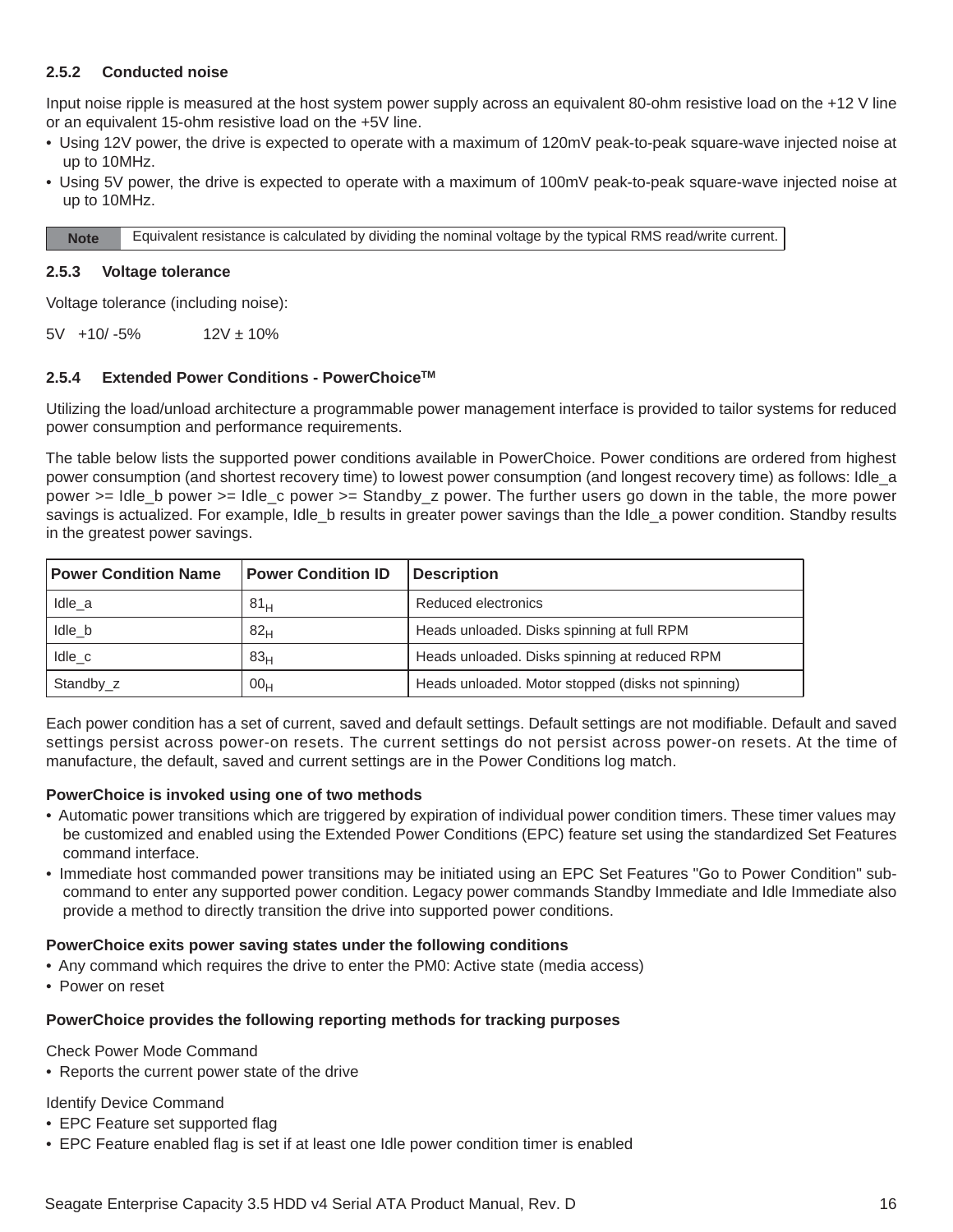### 2.5.2 Conducted noise

Input noise ripple is measured at the host system power supply across an equivalent 80-ohm resistive load on the +12 V line or an equivalent 15-ohm resistive load on the +5V line.

- Using 12V power, the drive is expected to operate with a maximum of 120mV peak-to-peak square-wave injected noise at up to 10MHz.
- Using 5V power, the drive is expected to operate with a maximum of 100mV peak-to-peak square-wave injected noise at up to 10MHz.

| Note | Equivalent resistance is calculated by dividing the nominal voltage by the typical RMS read/write current. |
|---|---|

### 2.5.3 Voltage tolerance

Voltage tolerance (including noise):

5V +10/ -5%    12V ± 10%

### 2.5.4 Extended Power Conditions - PowerChoice™

Utilizing the load/unload architecture a programmable power management interface is provided to tailor systems for reduced power consumption and performance requirements.

The table below lists the supported power conditions available in PowerChoice. Power conditions are ordered from highest power consumption (and shortest recovery time) to lowest power consumption (and longest recovery time) as follows: Idle_a power >= Idle_b power >= Idle_c power >= Standby_z power. The further users go down in the table, the more power savings is actualized. For example, Idle_b results in greater power savings than the Idle_a power condition. Standby results in the greatest power savings.

| Power Condition Name | Power Condition ID | Description |
|---|---|---|
| Idle_a | $81_H$ | Reduced electronics |
| Idle_b | $82_H$ | Heads unloaded. Disks spinning at full RPM |
| Idle_c | $83_H$ | Heads unloaded. Disks spinning at reduced RPM |
| Standby_z | $00_H$ | Heads unloaded. Motor stopped (disks not spinning) |

Each power condition has a set of current, saved and default settings. Default settings are not modifiable. Default and saved settings persist across power-on resets. The current settings do not persist across power-on resets. At the time of manufacture, the default, saved and current settings are in the Power Conditions log match.

**PowerChoice is invoked using one of two methods**

- Automatic power transitions which are triggered by expiration of individual power condition timers. These timer values may be customized and enabled using the Extended Power Conditions (EPC) feature set using the standardized Set Features command interface.
- Immediate host commanded power transitions may be initiated using an EPC Set Features "Go to Power Condition" sub-command to enter any supported power condition. Legacy power commands Standby Immediate and Idle Immediate also provide a method to directly transition the drive into supported power conditions.

**PowerChoice exits power saving states under the following conditions**

- Any command which requires the drive to enter the PM0: Active state (media access)
- Power on reset

**PowerChoice provides the following reporting methods for tracking purposes**

Check Power Mode Command

- Reports the current power state of the drive

Identify Device Command

- EPC Feature set supported flag
- EPC Feature enabled flag is set if at least one Idle power condition timer is enabled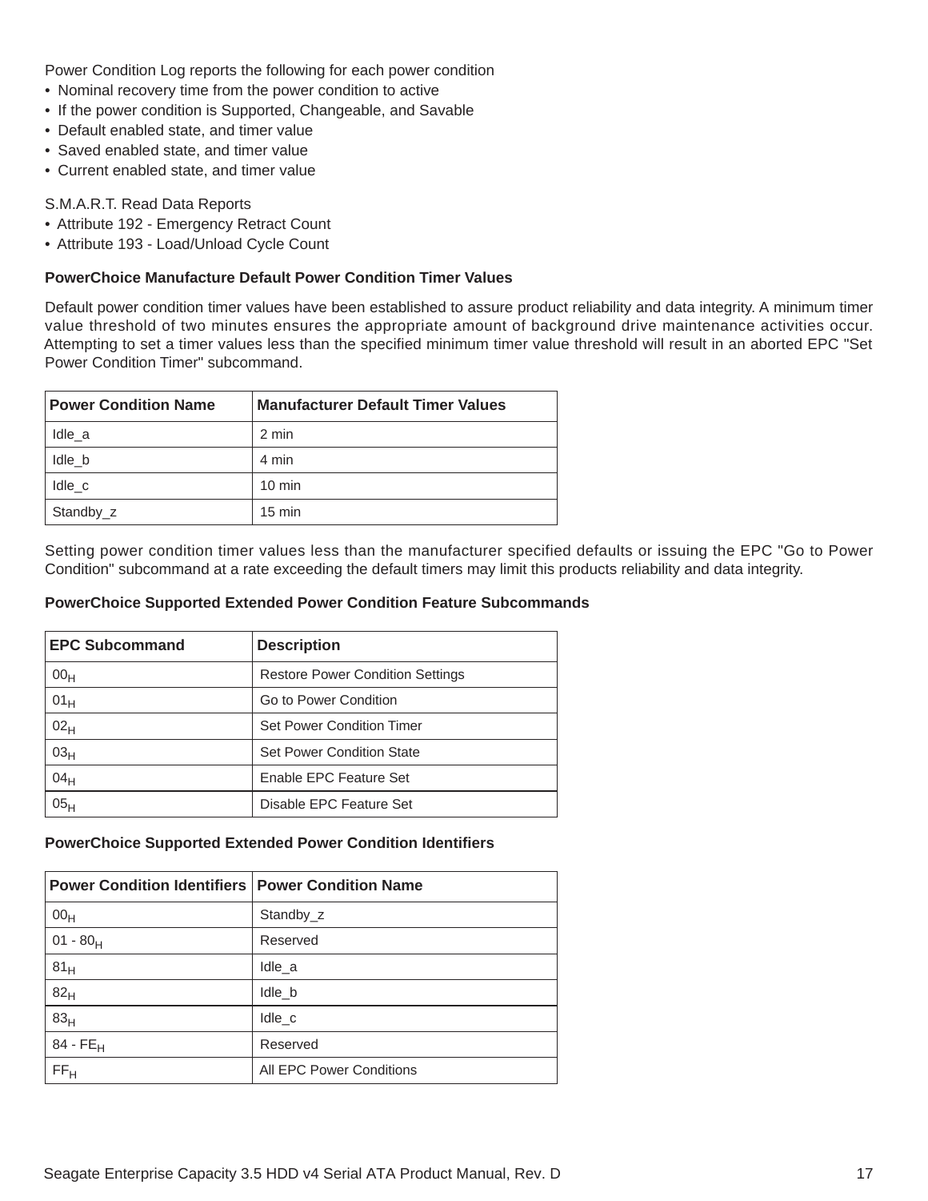Power Condition Log reports the following for each power condition

- Nominal recovery time from the power condition to active
- If the power condition is Supported, Changeable, and Savable
- Default enabled state, and timer value
- Saved enabled state, and timer value
- Current enabled state, and timer value

S.M.A.R.T. Read Data Reports

- Attribute 192 - Emergency Retract Count
- Attribute 193 - Load/Unload Cycle Count

**PowerChoice Manufacture Default Power Condition Timer Values**

Default power condition timer values have been established to assure product reliability and data integrity. A minimum timer value threshold of two minutes ensures the appropriate amount of background drive maintenance activities occur. Attempting to set a timer values less than the specified minimum timer value threshold will result in an aborted EPC "Set Power Condition Timer" subcommand.

| Power Condition Name | Manufacturer Default Timer Values |
|---|---|
| Idle_a | 2 min |
| Idle_b | 4 min |
| Idle_c | 10 min |
| Standby_z | 15 min |

Setting power condition timer values less than the manufacturer specified defaults or issuing the EPC "Go to Power Condition" subcommand at a rate exceeding the default timers may limit this products reliability and data integrity.

**PowerChoice Supported Extended Power Condition Feature Subcommands**

| EPC Subcommand | Description |
|---|---|
| $00_H$ | Restore Power Condition Settings |
| $01_H$ | Go to Power Condition |
| $02_H$ | Set Power Condition Timer |
| $03_H$ | Set Power Condition State |
| $04_H$ | Enable EPC Feature Set |
| $05_H$ | Disable EPC Feature Set |

**PowerChoice Supported Extended Power Condition Identifiers**

| Power Condition Identifiers | Power Condition Name |
|---|---|
| $00_H$ | Standby_z |
| 01 - $80_H$ | Reserved |
| $81_H$ | Idle_a |
| $82_H$ | Idle_b |
| $83_H$ | Idle_c |
| 84 - $FE_H$ | Reserved |
| $FF_H$ | All EPC Power Conditions |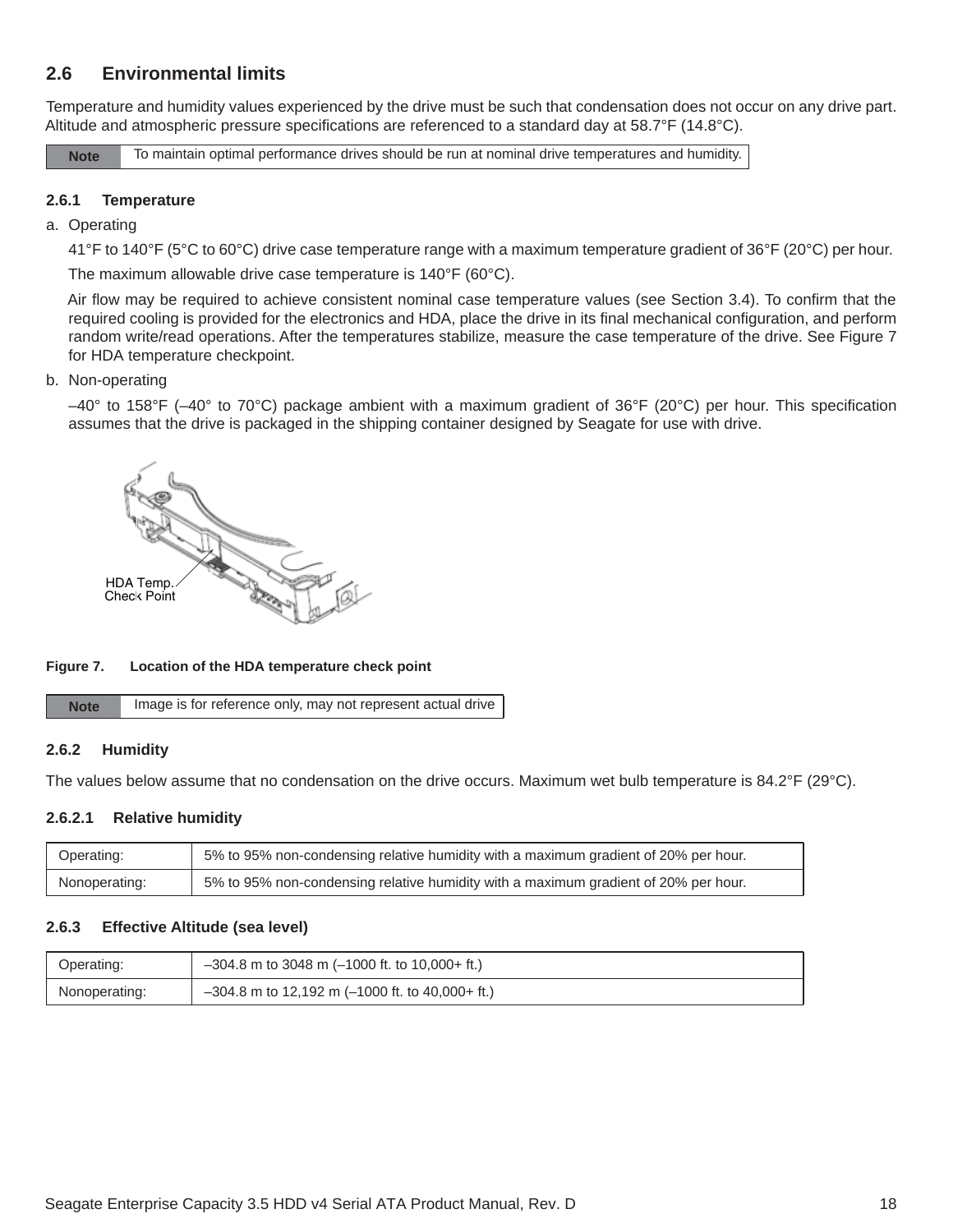## 2.6 Environmental limits

Temperature and humidity values experienced by the drive must be such that condensation does not occur on any drive part. Altitude and atmospheric pressure specifications are referenced to a standard day at 58.7°F (14.8°C).

| Note | To maintain optimal performance drives should be run at nominal drive temperatures and humidity. |
|---|---|

### 2.6.1 Temperature

a. Operating

41°F to 140°F (5°C to 60°C) drive case temperature range with a maximum temperature gradient of 36°F (20°C) per hour.

The maximum allowable drive case temperature is 140°F (60°C).

Air flow may be required to achieve consistent nominal case temperature values (see Section 3.4). To confirm that the required cooling is provided for the electronics and HDA, place the drive in its final mechanical configuration, and perform random write/read operations. After the temperatures stabilize, measure the case temperature of the drive. See Figure 7 for HDA temperature checkpoint.

b. Non-operating

–40° to 158°F (–40° to 70°C) package ambient with a maximum gradient of 36°F (20°C) per hour. This specification assumes that the drive is packaged in the shipping container designed by Seagate for use with drive.

HDA Temp. Check Point

**Figure 7. Location of the HDA temperature check point**

| Note | Image is for reference only, may not represent actual drive |
|---|---|

### 2.6.2 Humidity

The values below assume that no condensation on the drive occurs. Maximum wet bulb temperature is 84.2°F (29°C).

#### 2.6.2.1 Relative humidity

| Operating: | 5% to 95% non-condensing relative humidity with a maximum gradient of 20% per hour. |
|---|---|
| Nonoperating: | 5% to 95% non-condensing relative humidity with a maximum gradient of 20% per hour. |

### 2.6.3 Effective Altitude (sea level)

| Operating: | –304.8 m to 3048 m (–1000 ft. to 10,000+ ft.) |
|---|---|
| Nonoperating: | –304.8 m to 12,192 m (–1000 ft. to 40,000+ ft.) |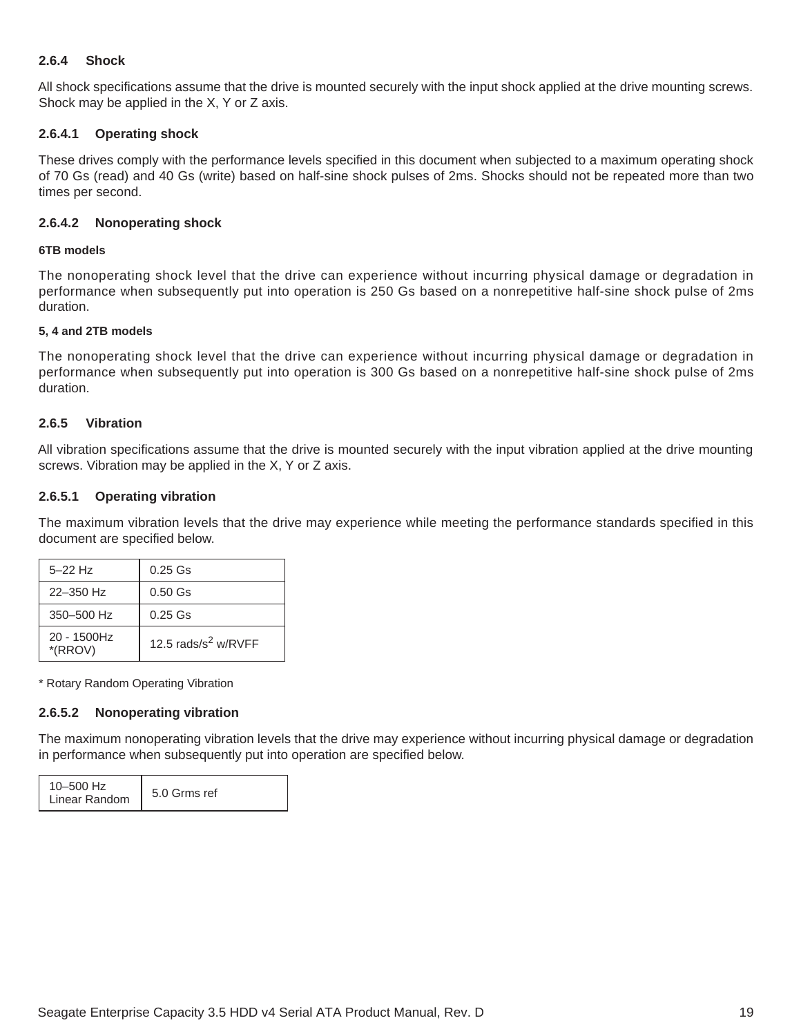### 2.6.4 Shock

All shock specifications assume that the drive is mounted securely with the input shock applied at the drive mounting screws. Shock may be applied in the X, Y or Z axis.

#### 2.6.4.1 Operating shock

These drives comply with the performance levels specified in this document when subjected to a maximum operating shock of 70 Gs (read) and 40 Gs (write) based on half-sine shock pulses of 2ms. Shocks should not be repeated more than two times per second.

#### 2.6.4.2 Nonoperating shock

**6TB models**

The nonoperating shock level that the drive can experience without incurring physical damage or degradation in performance when subsequently put into operation is 250 Gs based on a nonrepetitive half-sine shock pulse of 2ms duration.

**5, 4 and 2TB models**

The nonoperating shock level that the drive can experience without incurring physical damage or degradation in performance when subsequently put into operation is 300 Gs based on a nonrepetitive half-sine shock pulse of 2ms duration.

### 2.6.5 Vibration

All vibration specifications assume that the drive is mounted securely with the input vibration applied at the drive mounting screws. Vibration may be applied in the X, Y or Z axis.

#### 2.6.5.1 Operating vibration

The maximum vibration levels that the drive may experience while meeting the performance standards specified in this document are specified below.

| | |
|---|---|
| 5–22 Hz | 0.25 Gs |
| 22–350 Hz | 0.50 Gs |
| 350–500 Hz | 0.25 Gs |
| 20 - 1500Hz *(RROV) | 12.5 rads/$s^2$ w/RVFF |

* Rotary Random Operating Vibration

#### 2.6.5.2 Nonoperating vibration

The maximum nonoperating vibration levels that the drive may experience without incurring physical damage or degradation in performance when subsequently put into operation are specified below.

| | |
|---|---|
| 10–500 Hz Linear Random | 5.0 Grms ref |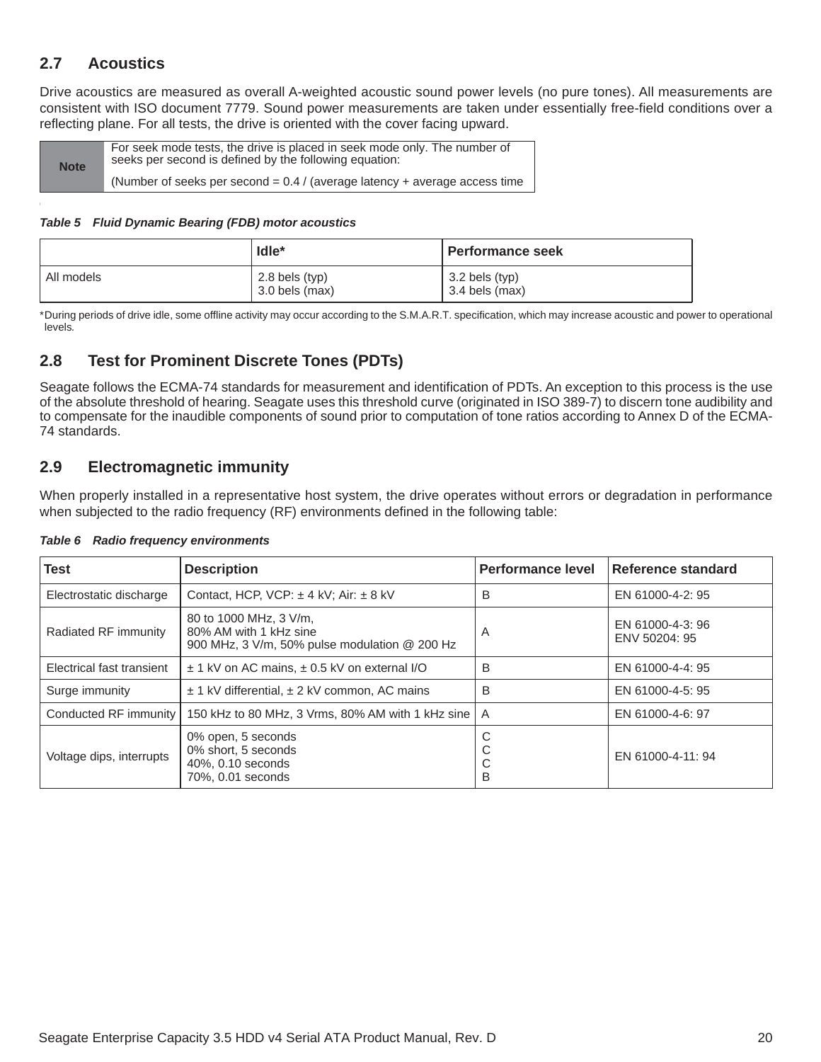## 2.7 Acoustics

Drive acoustics are measured as overall A-weighted acoustic sound power levels (no pure tones). All measurements are consistent with ISO document 7779. Sound power measurements are taken under essentially free-field conditions over a reflecting plane. For all tests, the drive is oriented with the cover facing upward.

| Note | For seek mode tests, the drive is placed in seek mode only. The number of seeks per second is defined by the following equation:<br><br>(Number of seeks per second = 0.4 / (average latency + average access time |
|---|---|

*Table 5 Fluid Dynamic Bearing (FDB) motor acoustics*

| | Idle* | Performance seek |
|---|---|---|
| All models | 2.8 bels (typ)<br>3.0 bels (max) | 3.2 bels (typ)<br>3.4 bels (max) |

*During periods of drive idle, some offline activity may occur according to the S.M.A.R.T. specification, which may increase acoustic and power to operational levels.

## 2.8 Test for Prominent Discrete Tones (PDTs)

Seagate follows the ECMA-74 standards for measurement and identification of PDTs. An exception to this process is the use of the absolute threshold of hearing. Seagate uses this threshold curve (originated in ISO 389-7) to discern tone audibility and to compensate for the inaudible components of sound prior to computation of tone ratios according to Annex D of the ECMA-74 standards.

## 2.9 Electromagnetic immunity

When properly installed in a representative host system, the drive operates without errors or degradation in performance when subjected to the radio frequency (RF) environments defined in the following table:

*Table 6 Radio frequency environments*

| Test | Description | Performance level | Reference standard |
|---|---|---|---|
| Electrostatic discharge | Contact, HCP, VCP: ± 4 kV; Air: ± 8 kV | B | EN 61000-4-2: 95 |
| Radiated RF immunity | 80 to 1000 MHz, 3 V/m,<br>80% AM with 1 kHz sine<br>900 MHz, 3 V/m, 50% pulse modulation @ 200 Hz | A | EN 61000-4-3: 96<br>ENV 50204: 95 |
| Electrical fast transient | ± 1 kV on AC mains, ± 0.5 kV on external I/O | B | EN 61000-4-4: 95 |
| Surge immunity | ± 1 kV differential, ± 2 kV common, AC mains | B | EN 61000-4-5: 95 |
| Conducted RF immunity | 150 kHz to 80 MHz, 3 Vrms, 80% AM with 1 kHz sine | A | EN 61000-4-6: 97 |
| Voltage dips, interrupts | 0% open, 5 seconds<br>0% short, 5 seconds<br>40%, 0.10 seconds<br>70%, 0.01 seconds | C<br>C<br>C<br>B | EN 61000-4-11: 94 |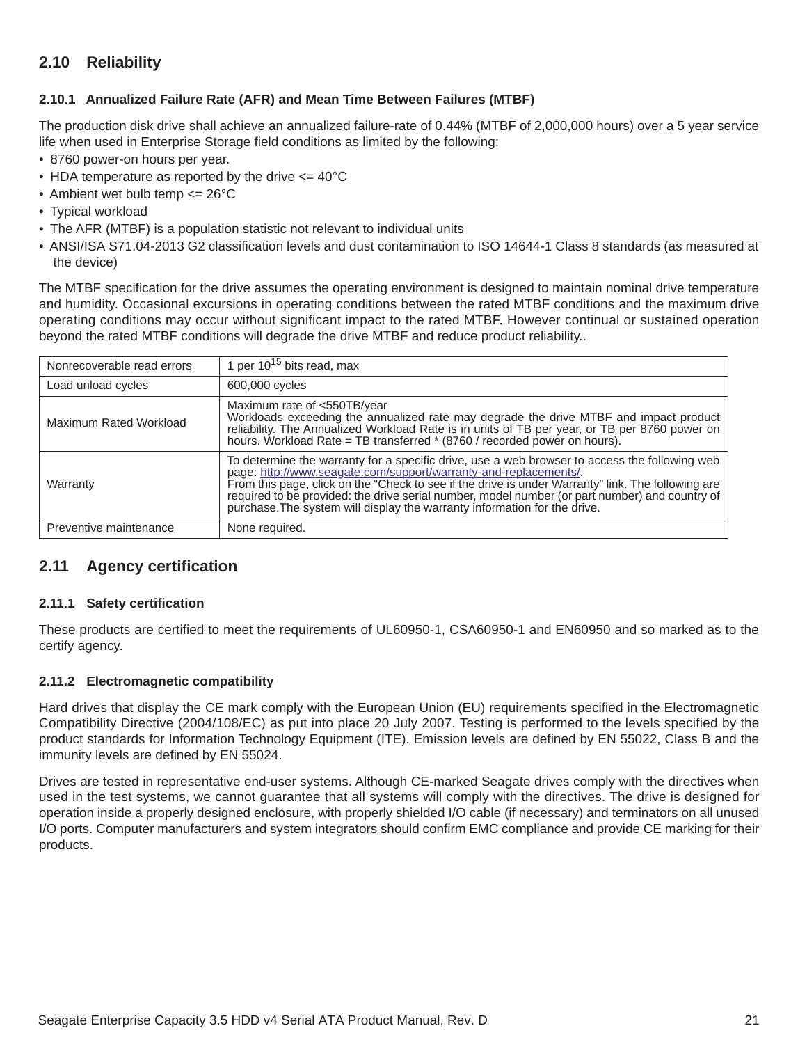## 2.10 Reliability

### 2.10.1 Annualized Failure Rate (AFR) and Mean Time Between Failures (MTBF)

The production disk drive shall achieve an annualized failure-rate of 0.44% (MTBF of 2,000,000 hours) over a 5 year service life when used in Enterprise Storage field conditions as limited by the following:

- 8760 power-on hours per year.
- HDA temperature as reported by the drive <= 40°C
- Ambient wet bulb temp <= 26°C
- Typical workload
- The AFR (MTBF) is a population statistic not relevant to individual units
- ANSI/ISA S71.04-2013 G2 classification levels and dust contamination to ISO 14644-1 Class 8 standards (as measured at the device)

The MTBF specification for the drive assumes the operating environment is designed to maintain nominal drive temperature and humidity. Occasional excursions in operating conditions between the rated MTBF conditions and the maximum drive operating conditions may occur without significant impact to the rated MTBF. However continual or sustained operation beyond the rated MTBF conditions will degrade the drive MTBF and reduce product reliability..

| | |
|---|---|
| Nonrecoverable read errors | 1 per $10^{15}$ bits read, max |
| Load unload cycles | 600,000 cycles |
| Maximum Rated Workload | Maximum rate of <550TB/year<br>Workloads exceeding the annualized rate may degrade the drive MTBF and impact product reliability. The Annualized Workload Rate is in units of TB per year, or TB per 8760 power on hours. Workload Rate = TB transferred * (8760 / recorded power on hours). |
| Warranty | To determine the warranty for a specific drive, use a web browser to access the following web page: http://www.seagate.com/support/warranty-and-replacements/.<br>From this page, click on the "Check to see if the drive is under Warranty" link. The following are required to be provided: the drive serial number, model number (or part number) and country of purchase.The system will display the warranty information for the drive. |
| Preventive maintenance | None required. |

## 2.11 Agency certification

### 2.11.1 Safety certification

These products are certified to meet the requirements of UL60950-1, CSA60950-1 and EN60950 and so marked as to the certify agency.

### 2.11.2 Electromagnetic compatibility

Hard drives that display the CE mark comply with the European Union (EU) requirements specified in the Electromagnetic Compatibility Directive (2004/108/EC) as put into place 20 July 2007. Testing is performed to the levels specified by the product standards for Information Technology Equipment (ITE). Emission levels are defined by EN 55022, Class B and the immunity levels are defined by EN 55024.

Drives are tested in representative end-user systems. Although CE-marked Seagate drives comply with the directives when used in the test systems, we cannot guarantee that all systems will comply with the directives. The drive is designed for operation inside a properly designed enclosure, with properly shielded I/O cable (if necessary) and terminators on all unused I/O ports. Computer manufacturers and system integrators should confirm EMC compliance and provide CE marking for their products.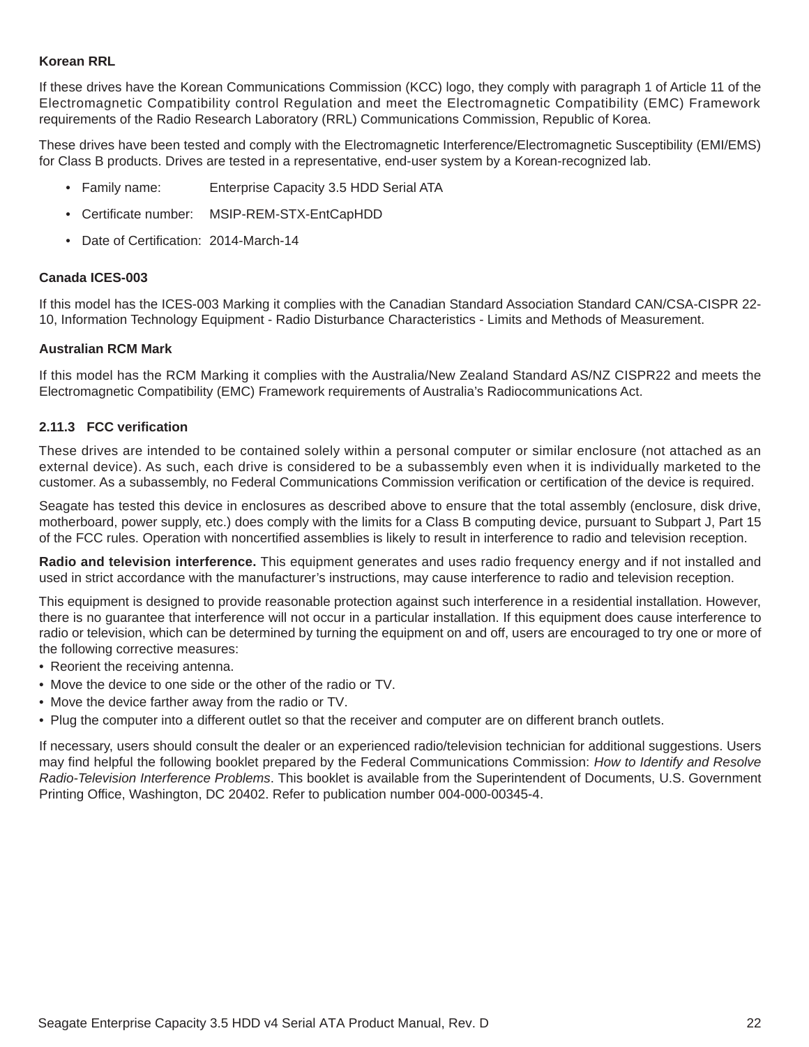**Korean RRL**

If these drives have the Korean Communications Commission (KCC) logo, they comply with paragraph 1 of Article 11 of the Electromagnetic Compatibility control Regulation and meet the Electromagnetic Compatibility (EMC) Framework requirements of the Radio Research Laboratory (RRL) Communications Commission, Republic of Korea.

These drives have been tested and comply with the Electromagnetic Interference/Electromagnetic Susceptibility (EMI/EMS) for Class B products. Drives are tested in a representative, end-user system by a Korean-recognized lab.

- Family name: Enterprise Capacity 3.5 HDD Serial ATA
- Certificate number: MSIP-REM-STX-EntCapHDD
- Date of Certification: 2014-March-14

**Canada ICES-003**

If this model has the ICES-003 Marking it complies with the Canadian Standard Association Standard CAN/CSA-CISPR 22-10, Information Technology Equipment - Radio Disturbance Characteristics - Limits and Methods of Measurement.

**Australian RCM Mark**

If this model has the RCM Marking it complies with the Australia/New Zealand Standard AS/NZ CISPR22 and meets the Electromagnetic Compatibility (EMC) Framework requirements of Australia's Radiocommunications Act.

### 2.11.3 FCC verification

These drives are intended to be contained solely within a personal computer or similar enclosure (not attached as an external device). As such, each drive is considered to be a subassembly even when it is individually marketed to the customer. As a subassembly, no Federal Communications Commission verification or certification of the device is required.

Seagate has tested this device in enclosures as described above to ensure that the total assembly (enclosure, disk drive, motherboard, power supply, etc.) does comply with the limits for a Class B computing device, pursuant to Subpart J, Part 15 of the FCC rules. Operation with noncertified assemblies is likely to result in interference to radio and television reception.

**Radio and television interference.** This equipment generates and uses radio frequency energy and if not installed and used in strict accordance with the manufacturer's instructions, may cause interference to radio and television reception.

This equipment is designed to provide reasonable protection against such interference in a residential installation. However, there is no guarantee that interference will not occur in a particular installation. If this equipment does cause interference to radio or television, which can be determined by turning the equipment on and off, users are encouraged to try one or more of the following corrective measures:

- Reorient the receiving antenna.
- Move the device to one side or the other of the radio or TV.
- Move the device farther away from the radio or TV.
- Plug the computer into a different outlet so that the receiver and computer are on different branch outlets.

If necessary, users should consult the dealer or an experienced radio/television technician for additional suggestions. Users may find helpful the following booklet prepared by the Federal Communications Commission: *How to Identify and Resolve Radio-Television Interference Problems*. This booklet is available from the Superintendent of Documents, U.S. Government Printing Office, Washington, DC 20402. Refer to publication number 004-000-00345-4.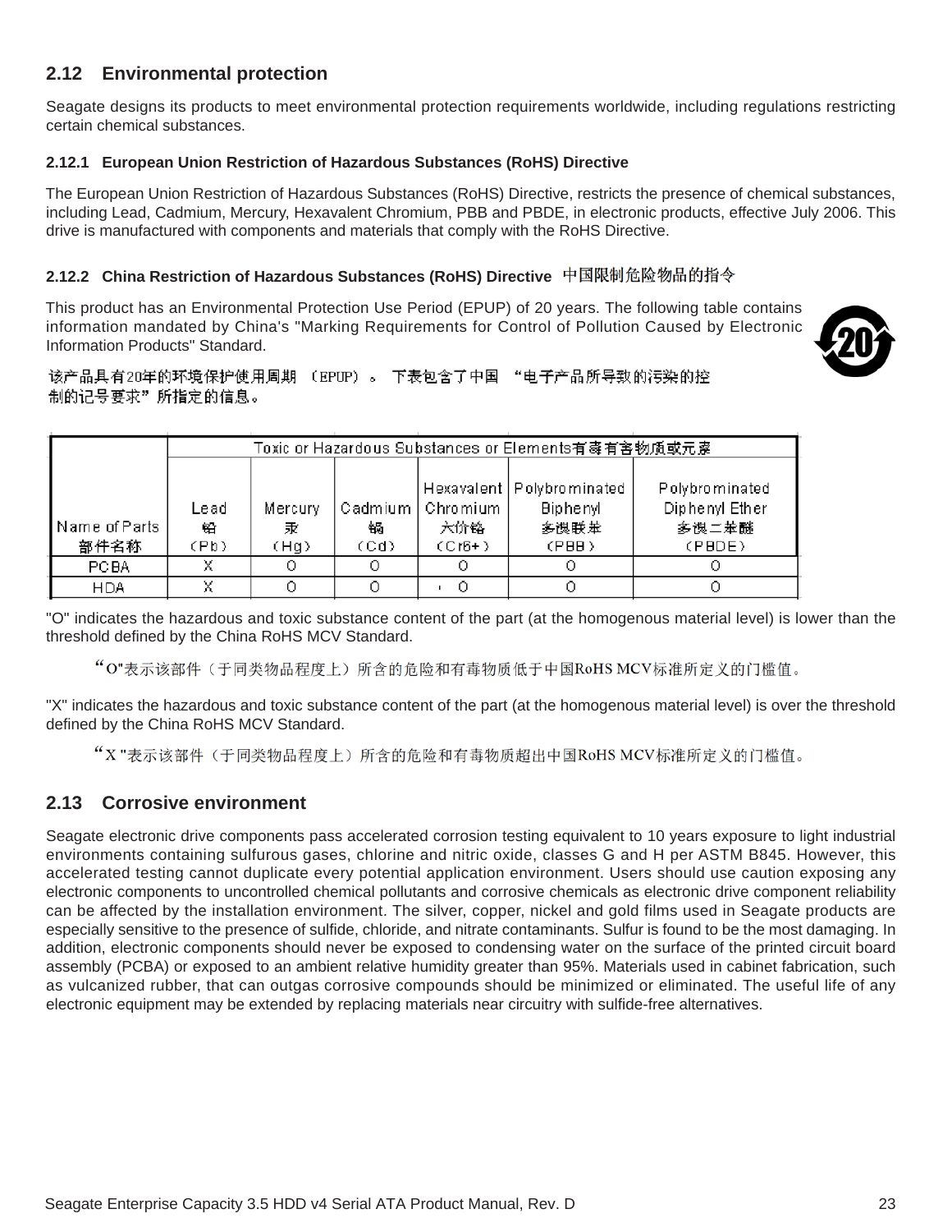## 2.12 Environmental protection

Seagate designs its products to meet environmental protection requirements worldwide, including regulations restricting certain chemical substances.

### 2.12.1 European Union Restriction of Hazardous Substances (RoHS) Directive

The European Union Restriction of Hazardous Substances (RoHS) Directive, restricts the presence of chemical substances, including Lead, Cadmium, Mercury, Hexavalent Chromium, PBB and PBDE, in electronic products, effective July 2006. This drive is manufactured with components and materials that comply with the RoHS Directive.

### 2.12.2 China Restriction of Hazardous Substances (RoHS) Directive 中国限制危险物品的指令

This product has an Environmental Protection Use Period (EPUP) of 20 years. The following table contains information mandated by China's "Marking Requirements for Control of Pollution Caused by Electronic Information Products" Standard.

该产品具有20年的环境保护使用周期 （EPUP）。 下表包含了中国 "电子产品所导致的污染的控制的记号要求" 所指定的信息。

| Name of Parts 部件名称 | Toxic or Hazardous Substances or Elements有毒有害物质或元素 | | | | | |
|---|---|---|---|---|---|---|
| | Lead 铅 (Pb) | Mercury 汞 (Hg) | Cadmium 镉 (Cd) | Hexavalent Chromium 六价铬 (Cr6+) | Polybrominated Biphenyl 多溴联苯 (PBB) | Polybrominated Diphenyl Ether 多溴二苯醚 (PBDE) |
| PCBA | X | O | O | O | O | O |
| HDA | X | O | O | O | O | O |

"O" indicates the hazardous and toxic substance content of the part (at the homogenous material level) is lower than the threshold defined by the China RoHS MCV Standard.

"O"表示该部件（于同类物品程度上）所含的危险和有毒物质低于中国RoHS MCV标准所定义的门槛值。

"X" indicates the hazardous and toxic substance content of the part (at the homogenous material level) is over the threshold defined by the China RoHS MCV Standard.

"X"表示该部件（于同类物品程度上）所含的危险和有毒物质超出中国RoHS MCV标准所定义的门槛值。

## 2.13 Corrosive environment

Seagate electronic drive components pass accelerated corrosion testing equivalent to 10 years exposure to light industrial environments containing sulfurous gases, chlorine and nitric oxide, classes G and H per ASTM B845. However, this accelerated testing cannot duplicate every potential application environment. Users should use caution exposing any electronic components to uncontrolled chemical pollutants and corrosive chemicals as electronic drive component reliability can be affected by the installation environment. The silver, copper, nickel and gold films used in Seagate products are especially sensitive to the presence of sulfide, chloride, and nitrate contaminants. Sulfur is found to be the most damaging. In addition, electronic components should never be exposed to condensing water on the surface of the printed circuit board assembly (PCBA) or exposed to an ambient relative humidity greater than 95%. Materials used in cabinet fabrication, such as vulcanized rubber, that can outgas corrosive compounds should be minimized or eliminated. The useful life of any electronic equipment may be extended by replacing materials near circuitry with sulfide-free alternatives.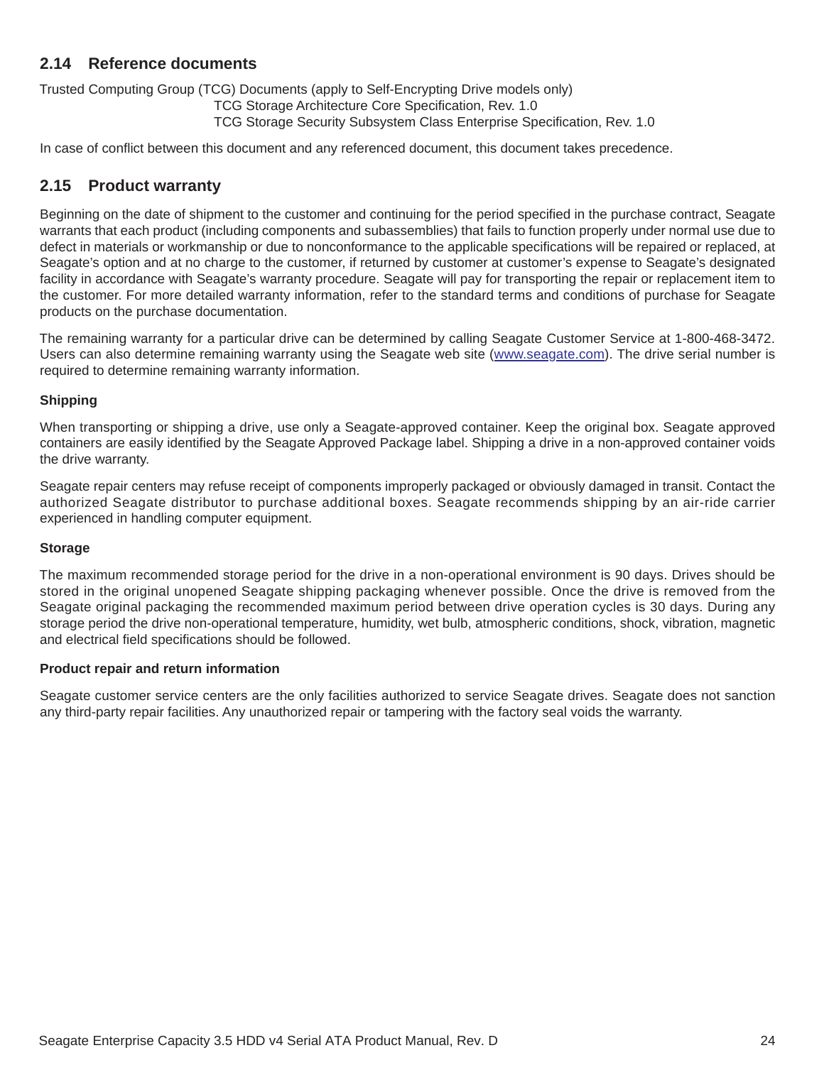## 2.14 Reference documents

Trusted Computing Group (TCG) Documents (apply to Self-Encrypting Drive models only)

TCG Storage Architecture Core Specification, Rev. 1.0

TCG Storage Security Subsystem Class Enterprise Specification, Rev. 1.0

In case of conflict between this document and any referenced document, this document takes precedence.

## 2.15 Product warranty

Beginning on the date of shipment to the customer and continuing for the period specified in the purchase contract, Seagate warrants that each product (including components and subassemblies) that fails to function properly under normal use due to defect in materials or workmanship or due to nonconformance to the applicable specifications will be repaired or replaced, at Seagate's option and at no charge to the customer, if returned by customer at customer's expense to Seagate's designated facility in accordance with Seagate's warranty procedure. Seagate will pay for transporting the repair or replacement item to the customer. For more detailed warranty information, refer to the standard terms and conditions of purchase for Seagate products on the purchase documentation.

The remaining warranty for a particular drive can be determined by calling Seagate Customer Service at 1-800-468-3472. Users can also determine remaining warranty using the Seagate web site (www.seagate.com). The drive serial number is required to determine remaining warranty information.

**Shipping**

When transporting or shipping a drive, use only a Seagate-approved container. Keep the original box. Seagate approved containers are easily identified by the Seagate Approved Package label. Shipping a drive in a non-approved container voids the drive warranty.

Seagate repair centers may refuse receipt of components improperly packaged or obviously damaged in transit. Contact the authorized Seagate distributor to purchase additional boxes. Seagate recommends shipping by an air-ride carrier experienced in handling computer equipment.

**Storage**

The maximum recommended storage period for the drive in a non-operational environment is 90 days. Drives should be stored in the original unopened Seagate shipping packaging whenever possible. Once the drive is removed from the Seagate original packaging the recommended maximum period between drive operation cycles is 30 days. During any storage period the drive non-operational temperature, humidity, wet bulb, atmospheric conditions, shock, vibration, magnetic and electrical field specifications should be followed.

**Product repair and return information**

Seagate customer service centers are the only facilities authorized to service Seagate drives. Seagate does not sanction any third-party repair facilities. Any unauthorized repair or tampering with the factory seal voids the warranty.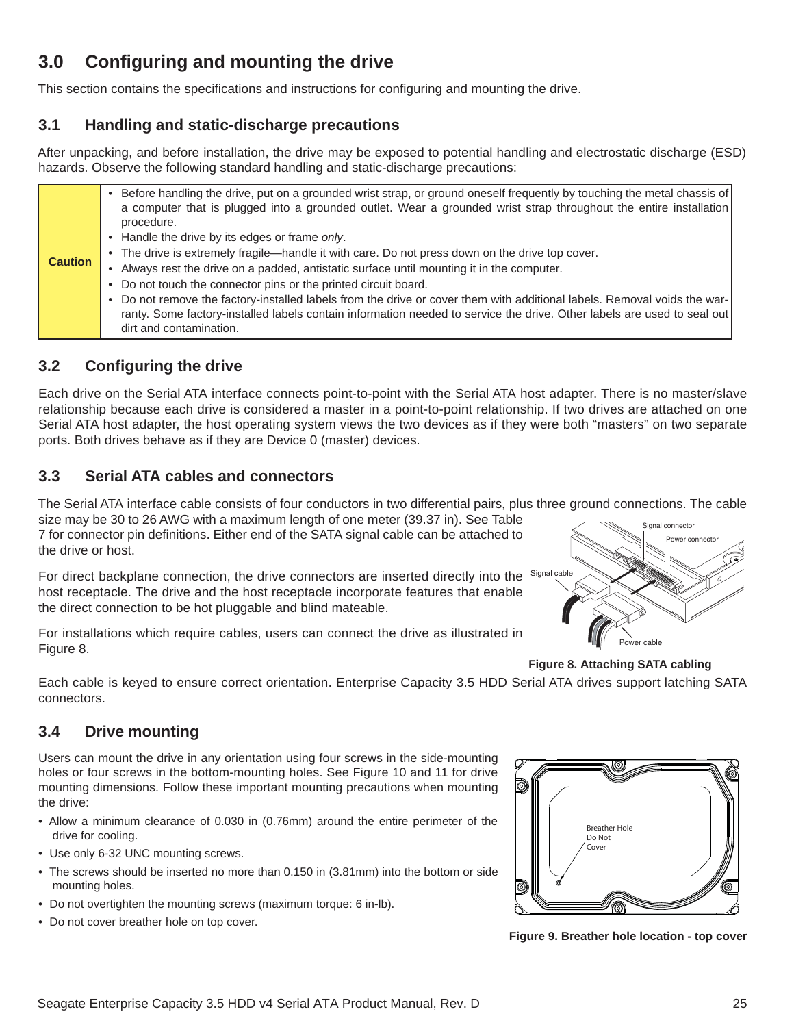# 3.0 Configuring and mounting the drive

This section contains the specifications and instructions for configuring and mounting the drive.

## 3.1 Handling and static-discharge precautions

After unpacking, and before installation, the drive may be exposed to potential handling and electrostatic discharge (ESD) hazards. Observe the following standard handling and static-discharge precautions:

| | |
|---|---|
| **Caution** | • Before handling the drive, put on a grounded wrist strap, or ground oneself frequently by touching the metal chassis of a computer that is plugged into a grounded outlet. Wear a grounded wrist strap throughout the entire installation procedure.<br>• Handle the drive by its edges or frame *only*.<br>• The drive is extremely fragile—handle it with care. Do not press down on the drive top cover.<br>• Always rest the drive on a padded, antistatic surface until mounting it in the computer.<br>• Do not touch the connector pins or the printed circuit board.<br>• Do not remove the factory-installed labels from the drive or cover them with additional labels. Removal voids the warranty. Some factory-installed labels contain information needed to service the drive. Other labels are used to seal out dirt and contamination. |

## 3.2 Configuring the drive

Each drive on the Serial ATA interface connects point-to-point with the Serial ATA host adapter. There is no master/slave relationship because each drive is considered a master in a point-to-point relationship. If two drives are attached on one Serial ATA host adapter, the host operating system views the two devices as if they were both "masters" on two separate ports. Both drives behave as if they are Device 0 (master) devices.

## 3.3 Serial ATA cables and connectors

The Serial ATA interface cable consists of four conductors in two differential pairs, plus three ground connections. The cable size may be 30 to 26 AWG with a maximum length of one meter (39.37 in). See Table 7 for connector pin definitions. Either end of the SATA signal cable can be attached to the drive or host.

For direct backplane connection, the drive connectors are inserted directly into the host receptacle. The drive and the host receptacle incorporate features that enable the direct connection to be hot pluggable and blind mateable.

For installations which require cables, users can connect the drive as illustrated in Figure 8.

**Figure 8. Attaching SATA cabling**

Each cable is keyed to ensure correct orientation. Enterprise Capacity 3.5 HDD Serial ATA drives support latching SATA connectors.

## 3.4 Drive mounting

Users can mount the drive in any orientation using four screws in the side-mounting holes or four screws in the bottom-mounting holes. See Figure 10 and 11 for drive mounting dimensions. Follow these important mounting precautions when mounting the drive:

- Allow a minimum clearance of 0.030 in (0.76mm) around the entire perimeter of the drive for cooling.
- Use only 6-32 UNC mounting screws.
- The screws should be inserted no more than 0.150 in (3.81mm) into the bottom or side mounting holes.
- Do not overtighten the mounting screws (maximum torque: 6 in-lb).
- Do not cover breather hole on top cover.

**Figure 9. Breather hole location - top cover**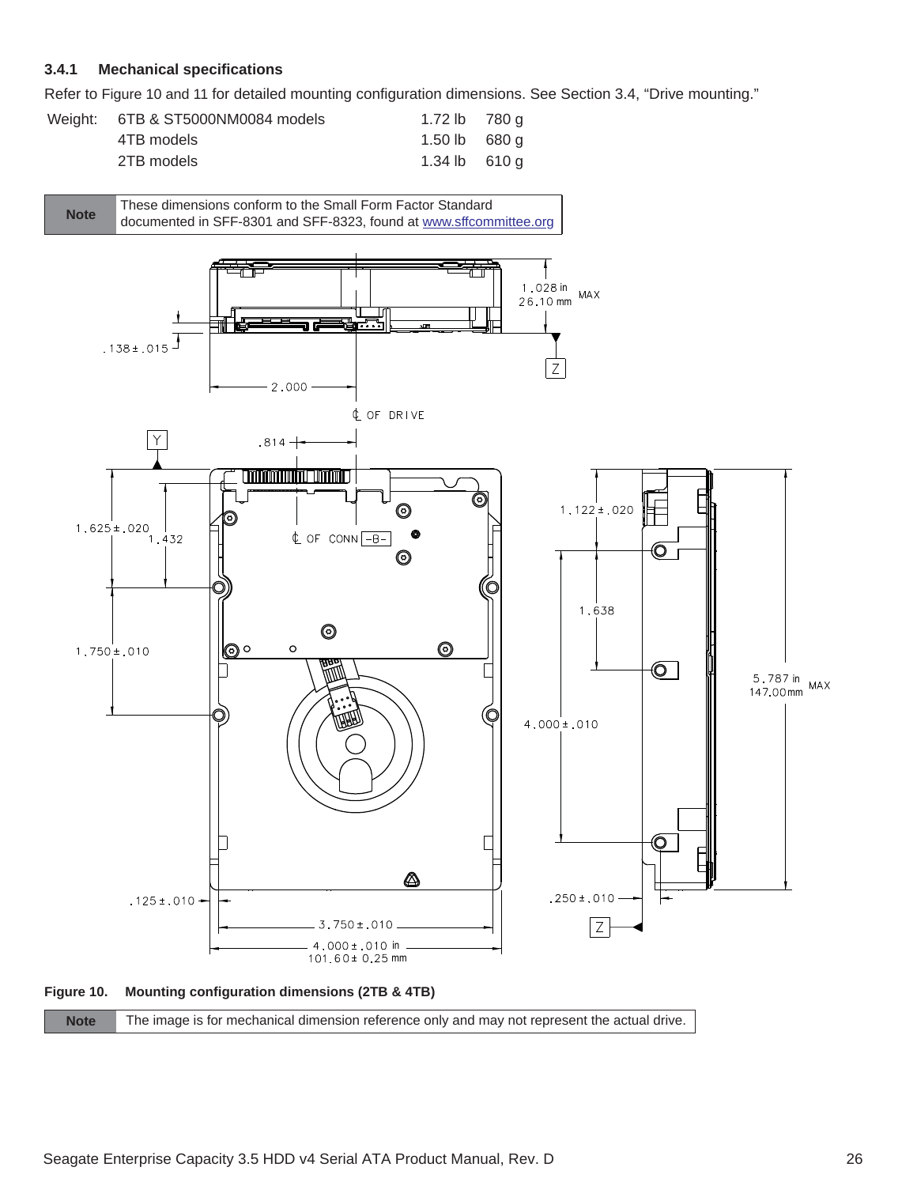### 3.4.1 Mechanical specifications

Refer to Figure 10 and 11 for detailed mounting configuration dimensions. See Section 3.4, “Drive mounting.”

| Weight: | | | |
|---|---|---|---|
| | 6TB & ST5000NM0084 models | 1.72 lb | 780 g |
| | 4TB models | 1.50 lb | 680 g |
| | 2TB models | 1.34 lb | 610 g |

| Note | These dimensions conform to the Small Form Factor Standard documented in SFF-8301 and SFF-8323, found at www.sffcommittee.org |
|---|---|

**Figure 10. Mounting configuration dimensions (2TB & 4TB)**

| Note | The image is for mechanical dimension reference only and may not represent the actual drive. |
|---|---|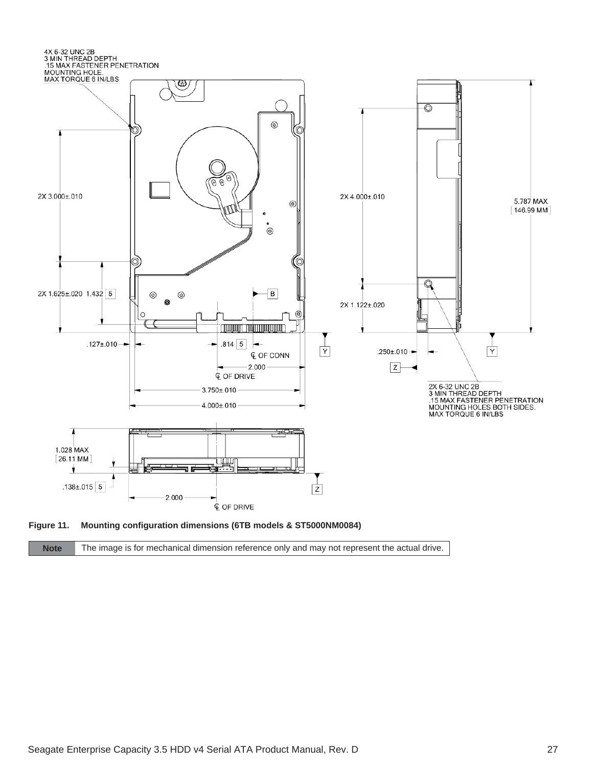4X 6-32 UNC 2B
3 MIN THREAD DEPTH
.15 MAX FASTENER PENETRATION
MOUNTING HOLE.
MAX TORQUE 6 IN/LBS

2X 3.000±.010

2X 1.625±.020 1.432 5

.127±.010

.814 5

℄ OF CONN

2.000

℄ OF DRIVE

3.750±.010

4.000±.010

B

Y

2X 4.000±.010

2X 1.122±.020

5.787 MAX
[146.99 MM]

.250±.010

Z

Y

2X 6-32 UNC 2B
3 MIN THREAD DEPTH
.15 MAX FASTENER PENETRATION
MOUNTING HOLES BOTH SIDES.
MAX TORQUE 6 IN/LBS

1.028 MAX
[26.11 MM]

.138±.015 5

2.000

℄ OF DRIVE

Z

**Figure 11. Mounting configuration dimensions (6TB models & ST5000NM0084)**

| **Note** | The image is for mechanical dimension reference only and may not represent the actual drive. |
|---|---|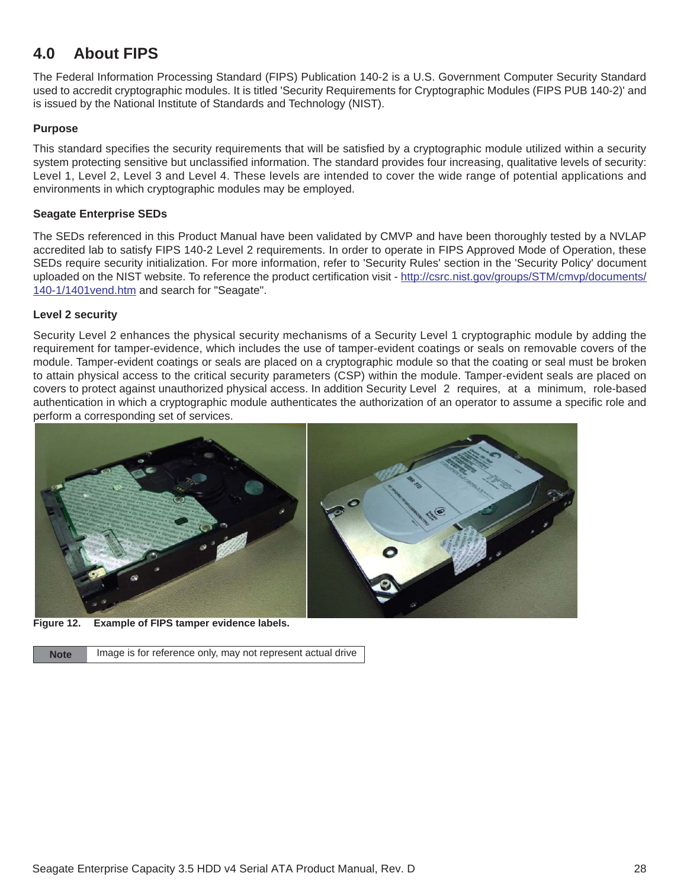# 4.0 About FIPS

The Federal Information Processing Standard (FIPS) Publication 140-2 is a U.S. Government Computer Security Standard used to accredit cryptographic modules. It is titled 'Security Requirements for Cryptographic Modules (FIPS PUB 140-2)' and is issued by the National Institute of Standards and Technology (NIST).

**Purpose**

This standard specifies the security requirements that will be satisfied by a cryptographic module utilized within a security system protecting sensitive but unclassified information. The standard provides four increasing, qualitative levels of security: Level 1, Level 2, Level 3 and Level 4. These levels are intended to cover the wide range of potential applications and environments in which cryptographic modules may be employed.

**Seagate Enterprise SEDs**

The SEDs referenced in this Product Manual have been validated by CMVP and have been thoroughly tested by a NVLAP accredited lab to satisfy FIPS 140-2 Level 2 requirements. In order to operate in FIPS Approved Mode of Operation, these SEDs require security initialization. For more information, refer to 'Security Rules' section in the 'Security Policy' document uploaded on the NIST website. To reference the product certification visit - http://csrc.nist.gov/groups/STM/cmvp/documents/140-1/1401vend.htm and search for "Seagate".

**Level 2 security**

Security Level 2 enhances the physical security mechanisms of a Security Level 1 cryptographic module by adding the requirement for tamper-evidence, which includes the use of tamper-evident coatings or seals on removable covers of the module. Tamper-evident coatings or seals are placed on a cryptographic module so that the coating or seal must be broken to attain physical access to the critical security parameters (CSP) within the module. Tamper-evident seals are placed on covers to protect against unauthorized physical access. In addition Security Level 2 requires, at a minimum, role-based authentication in which a cryptographic module authenticates the authorization of an operator to assume a specific role and perform a corresponding set of services.

**Figure 12. Example of FIPS tamper evidence labels.**

| Note | Image is for reference only, may not represent actual drive |
|---|---|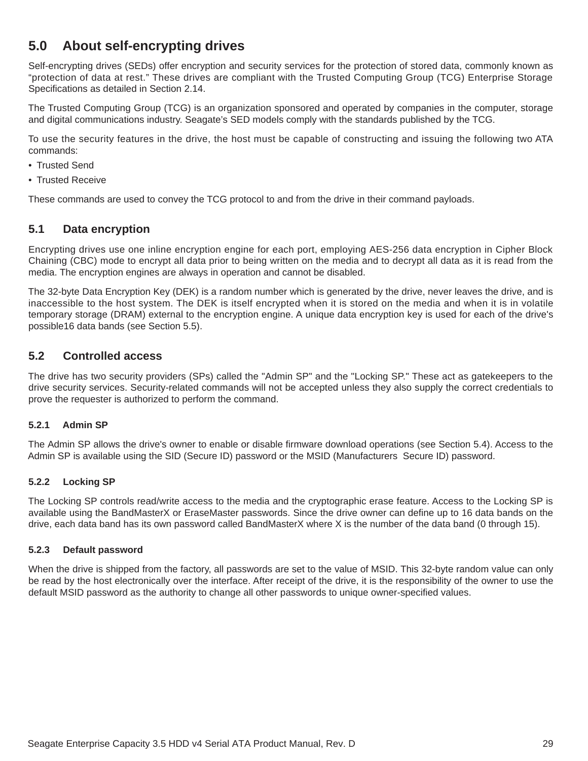# 5.0 About self-encrypting drives

Self-encrypting drives (SEDs) offer encryption and security services for the protection of stored data, commonly known as "protection of data at rest." These drives are compliant with the Trusted Computing Group (TCG) Enterprise Storage Specifications as detailed in Section 2.14.

The Trusted Computing Group (TCG) is an organization sponsored and operated by companies in the computer, storage and digital communications industry. Seagate's SED models comply with the standards published by the TCG.

To use the security features in the drive, the host must be capable of constructing and issuing the following two ATA commands:

- Trusted Send
- Trusted Receive

These commands are used to convey the TCG protocol to and from the drive in their command payloads.

## 5.1 Data encryption

Encrypting drives use one inline encryption engine for each port, employing AES-256 data encryption in Cipher Block Chaining (CBC) mode to encrypt all data prior to being written on the media and to decrypt all data as it is read from the media. The encryption engines are always in operation and cannot be disabled.

The 32-byte Data Encryption Key (DEK) is a random number which is generated by the drive, never leaves the drive, and is inaccessible to the host system. The DEK is itself encrypted when it is stored on the media and when it is in volatile temporary storage (DRAM) external to the encryption engine. A unique data encryption key is used for each of the drive's possible16 data bands (see Section 5.5).

## 5.2 Controlled access

The drive has two security providers (SPs) called the "Admin SP" and the "Locking SP." These act as gatekeepers to the drive security services. Security-related commands will not be accepted unless they also supply the correct credentials to prove the requester is authorized to perform the command.

### 5.2.1 Admin SP

The Admin SP allows the drive's owner to enable or disable firmware download operations (see Section 5.4). Access to the Admin SP is available using the SID (Secure ID) password or the MSID (Manufacturers Secure ID) password.

### 5.2.2 Locking SP

The Locking SP controls read/write access to the media and the cryptographic erase feature. Access to the Locking SP is available using the BandMasterX or EraseMaster passwords. Since the drive owner can define up to 16 data bands on the drive, each data band has its own password called BandMasterX where X is the number of the data band (0 through 15).

### 5.2.3 Default password

When the drive is shipped from the factory, all passwords are set to the value of MSID. This 32-byte random value can only be read by the host electronically over the interface. After receipt of the drive, it is the responsibility of the owner to use the default MSID password as the authority to change all other passwords to unique owner-specified values.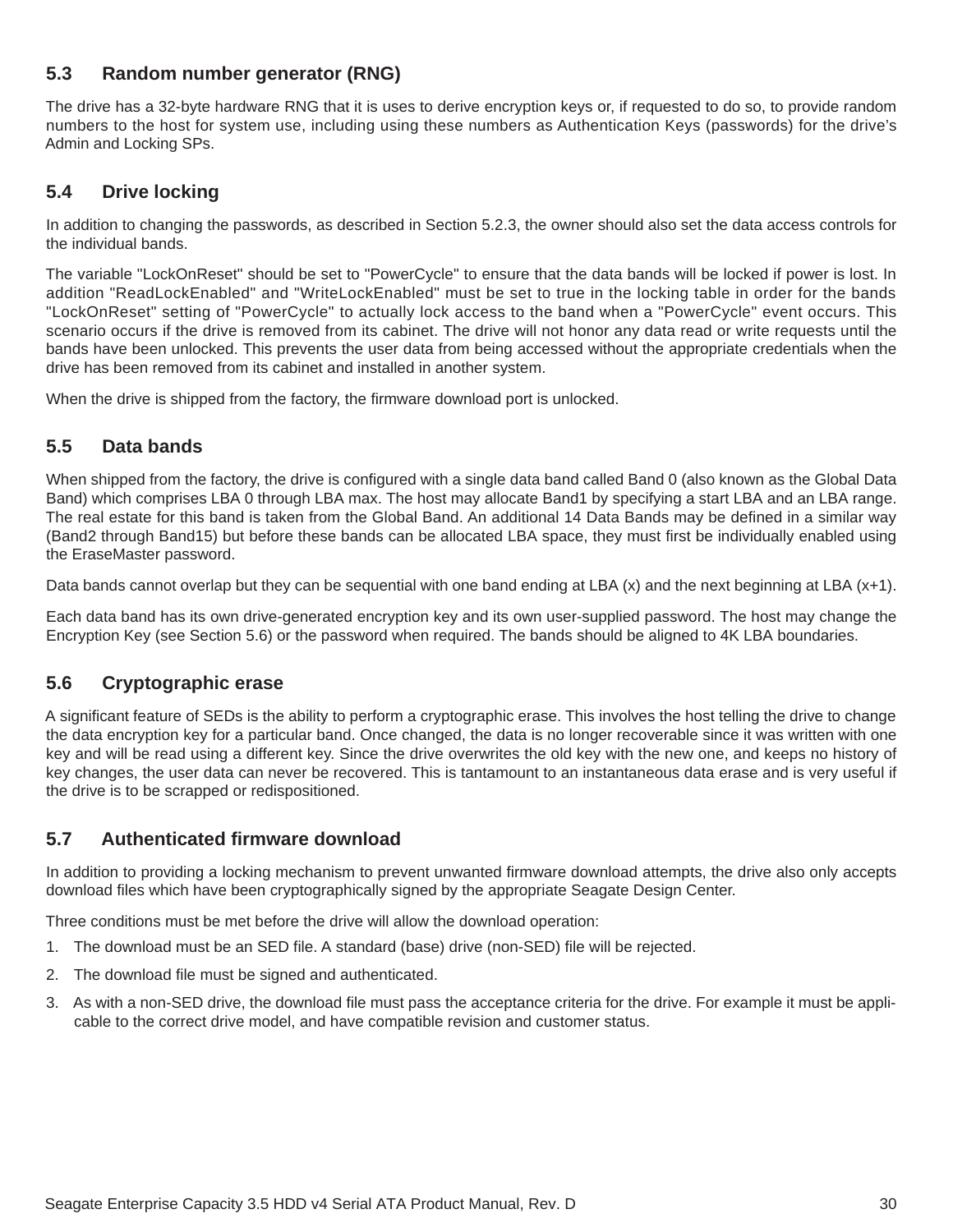## 5.3 Random number generator (RNG)

The drive has a 32-byte hardware RNG that it is uses to derive encryption keys or, if requested to do so, to provide random numbers to the host for system use, including using these numbers as Authentication Keys (passwords) for the drive's Admin and Locking SPs.

## 5.4 Drive locking

In addition to changing the passwords, as described in Section 5.2.3, the owner should also set the data access controls for the individual bands.

The variable "LockOnReset" should be set to "PowerCycle" to ensure that the data bands will be locked if power is lost. In addition "ReadLockEnabled" and "WriteLockEnabled" must be set to true in the locking table in order for the bands "LockOnReset" setting of "PowerCycle" to actually lock access to the band when a "PowerCycle" event occurs. This scenario occurs if the drive is removed from its cabinet. The drive will not honor any data read or write requests until the bands have been unlocked. This prevents the user data from being accessed without the appropriate credentials when the drive has been removed from its cabinet and installed in another system.

When the drive is shipped from the factory, the firmware download port is unlocked.

## 5.5 Data bands

When shipped from the factory, the drive is configured with a single data band called Band 0 (also known as the Global Data Band) which comprises LBA 0 through LBA max. The host may allocate Band1 by specifying a start LBA and an LBA range. The real estate for this band is taken from the Global Band. An additional 14 Data Bands may be defined in a similar way (Band2 through Band15) but before these bands can be allocated LBA space, they must first be individually enabled using the EraseMaster password.

Data bands cannot overlap but they can be sequential with one band ending at LBA (x) and the next beginning at LBA (x+1).

Each data band has its own drive-generated encryption key and its own user-supplied password. The host may change the Encryption Key (see Section 5.6) or the password when required. The bands should be aligned to 4K LBA boundaries.

## 5.6 Cryptographic erase

A significant feature of SEDs is the ability to perform a cryptographic erase. This involves the host telling the drive to change the data encryption key for a particular band. Once changed, the data is no longer recoverable since it was written with one key and will be read using a different key. Since the drive overwrites the old key with the new one, and keeps no history of key changes, the user data can never be recovered. This is tantamount to an instantaneous data erase and is very useful if the drive is to be scrapped or redispositioned.

## 5.7 Authenticated firmware download

In addition to providing a locking mechanism to prevent unwanted firmware download attempts, the drive also only accepts download files which have been cryptographically signed by the appropriate Seagate Design Center.

Three conditions must be met before the drive will allow the download operation:

1. The download must be an SED file. A standard (base) drive (non-SED) file will be rejected.
2. The download file must be signed and authenticated.
3. As with a non-SED drive, the download file must pass the acceptance criteria for the drive. For example it must be applicable to the correct drive model, and have compatible revision and customer status.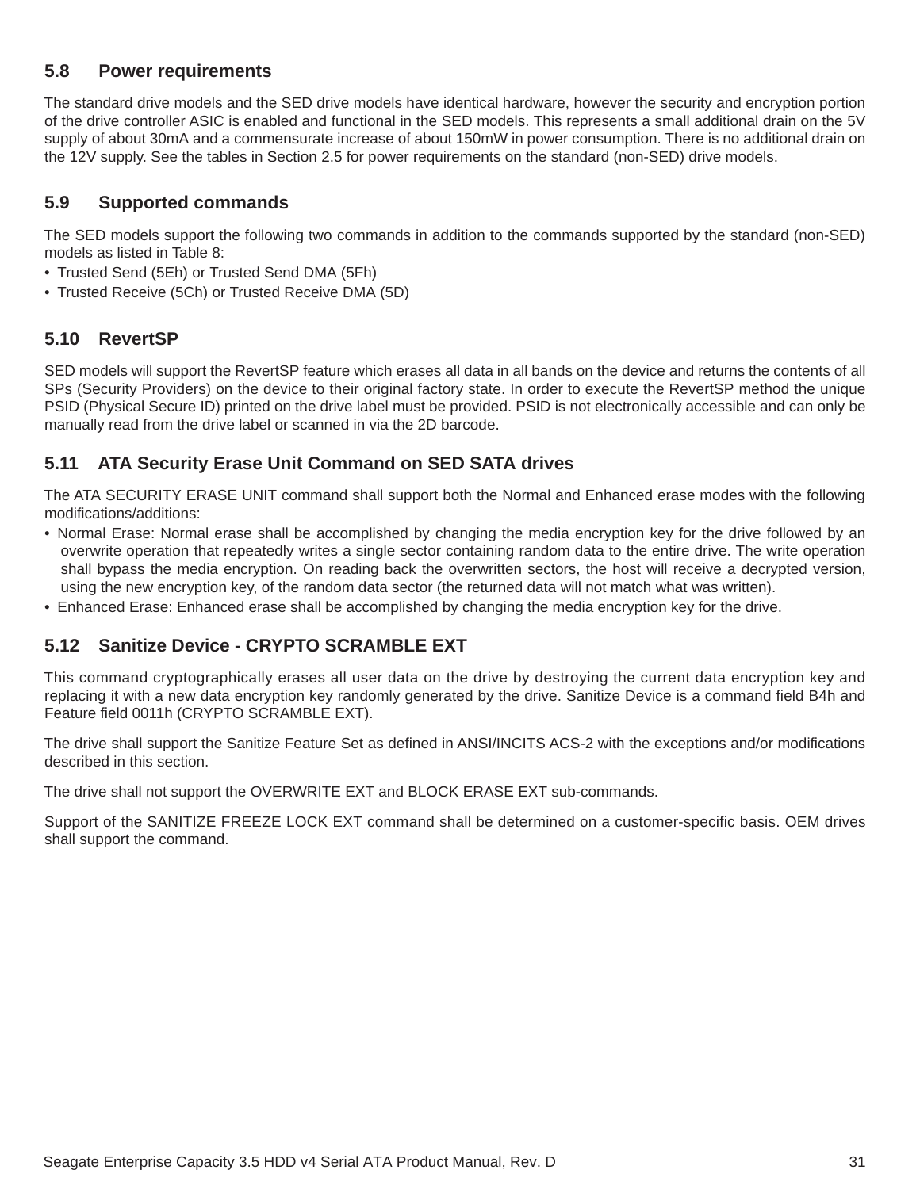## 5.8 Power requirements

The standard drive models and the SED drive models have identical hardware, however the security and encryption portion of the drive controller ASIC is enabled and functional in the SED models. This represents a small additional drain on the 5V supply of about 30mA and a commensurate increase of about 150mW in power consumption. There is no additional drain on the 12V supply. See the tables in Section 2.5 for power requirements on the standard (non-SED) drive models.

## 5.9 Supported commands

The SED models support the following two commands in addition to the commands supported by the standard (non-SED) models as listed in Table 8:

- Trusted Send (5Eh) or Trusted Send DMA (5Fh)
- Trusted Receive (5Ch) or Trusted Receive DMA (5D)

## 5.10 RevertSP

SED models will support the RevertSP feature which erases all data in all bands on the device and returns the contents of all SPs (Security Providers) on the device to their original factory state. In order to execute the RevertSP method the unique PSID (Physical Secure ID) printed on the drive label must be provided. PSID is not electronically accessible and can only be manually read from the drive label or scanned in via the 2D barcode.

## 5.11 ATA Security Erase Unit Command on SED SATA drives

The ATA SECURITY ERASE UNIT command shall support both the Normal and Enhanced erase modes with the following modifications/additions:

- Normal Erase: Normal erase shall be accomplished by changing the media encryption key for the drive followed by an overwrite operation that repeatedly writes a single sector containing random data to the entire drive. The write operation shall bypass the media encryption. On reading back the overwritten sectors, the host will receive a decrypted version, using the new encryption key, of the random data sector (the returned data will not match what was written).
- Enhanced Erase: Enhanced erase shall be accomplished by changing the media encryption key for the drive.

## 5.12 Sanitize Device - CRYPTO SCRAMBLE EXT

This command cryptographically erases all user data on the drive by destroying the current data encryption key and replacing it with a new data encryption key randomly generated by the drive. Sanitize Device is a command field B4h and Feature field 0011h (CRYPTO SCRAMBLE EXT).

The drive shall support the Sanitize Feature Set as defined in ANSI/INCITS ACS-2 with the exceptions and/or modifications described in this section.

The drive shall not support the OVERWRITE EXT and BLOCK ERASE EXT sub-commands.

Support of the SANITIZE FREEZE LOCK EXT command shall be determined on a customer-specific basis. OEM drives shall support the command.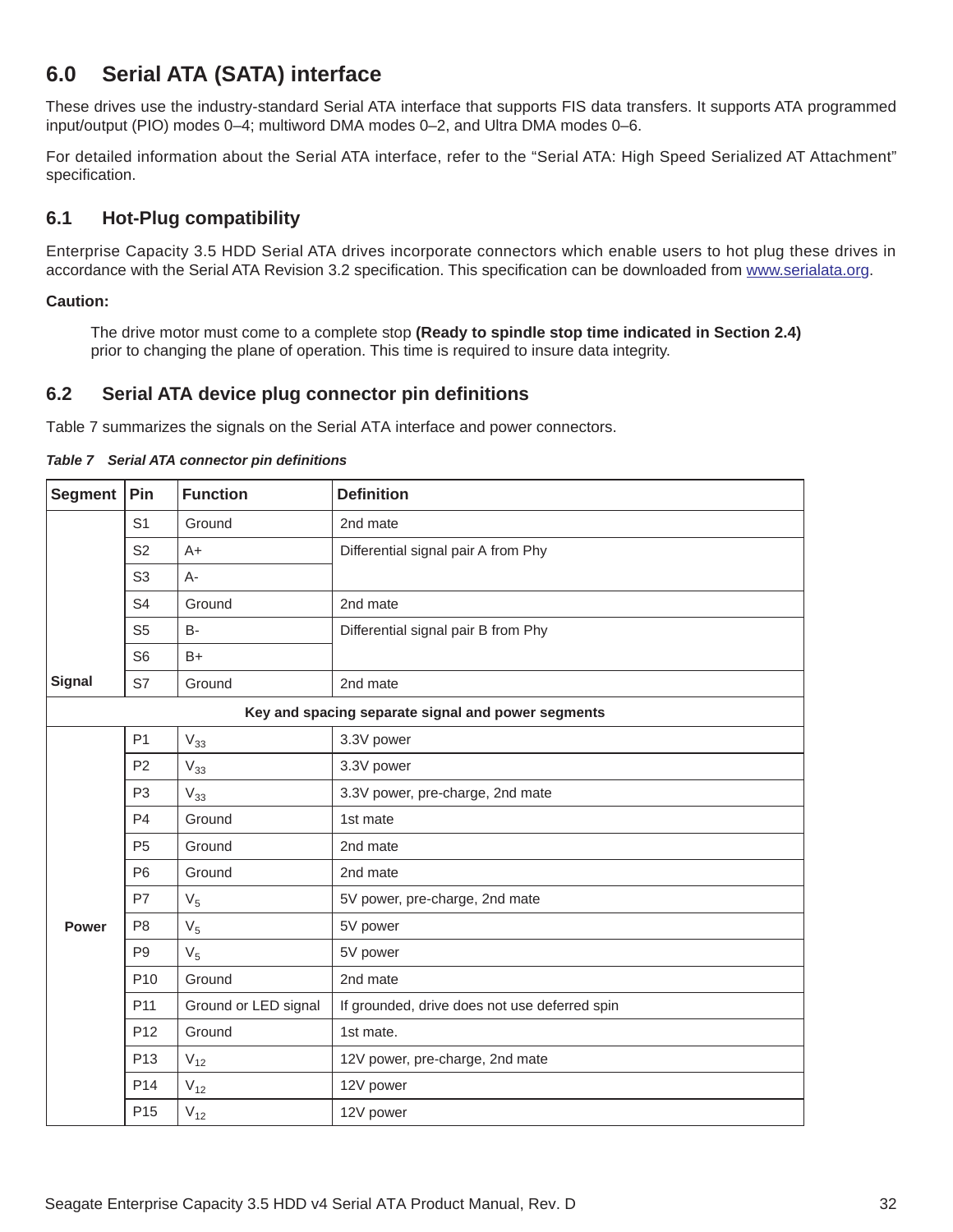## 6.0 Serial ATA (SATA) interface

These drives use the industry-standard Serial ATA interface that supports FIS data transfers. It supports ATA programmed input/output (PIO) modes 0–4; multiword DMA modes 0–2, and Ultra DMA modes 0–6.

For detailed information about the Serial ATA interface, refer to the “Serial ATA: High Speed Serialized AT Attachment” specification.

### 6.1 Hot-Plug compatibility

Enterprise Capacity 3.5 HDD Serial ATA drives incorporate connectors which enable users to hot plug these drives in accordance with the Serial ATA Revision 3.2 specification. This specification can be downloaded from www.serialata.org.

**Caution:**

> The drive motor must come to a complete stop **(Ready to spindle stop time indicated in Section 2.4)** prior to changing the plane of operation. This time is required to insure data integrity.

### 6.2 Serial ATA device plug connector pin definitions

Table 7 summarizes the signals on the Serial ATA interface and power connectors.

***Table 7 Serial ATA connector pin definitions***

| Segment | Pin | Function | Definition |
|---|---|---|---|
| Signal | S1 | Ground | 2nd mate |
| | S2 | A+ | Differential signal pair A from Phy |
| | S3 | A- | |
| | S4 | Ground | 2nd mate |
| | S5 | B- | Differential signal pair B from Phy |
| | S6 | B+ | |
| | S7 | Ground | 2nd mate |
| **Key and spacing separate signal and power segments** | | | |
| Power | P1 | $V_{33}$ | 3.3V power |
| | P2 | $V_{33}$ | 3.3V power |
| | P3 | $V_{33}$ | 3.3V power, pre-charge, 2nd mate |
| | P4 | Ground | 1st mate |
| | P5 | Ground | 2nd mate |
| | P6 | Ground | 2nd mate |
| | P7 | $V_5$ | 5V power, pre-charge, 2nd mate |
| | P8 | $V_5$ | 5V power |
| | P9 | $V_5$ | 5V power |
| | P10 | Ground | 2nd mate |
| | P11 | Ground or LED signal | If grounded, drive does not use deferred spin |
| | P12 | Ground | 1st mate. |
| | P13 | $V_{12}$ | 12V power, pre-charge, 2nd mate |
| | P14 | $V_{12}$ | 12V power |
| | P15 | $V_{12}$ | 12V power |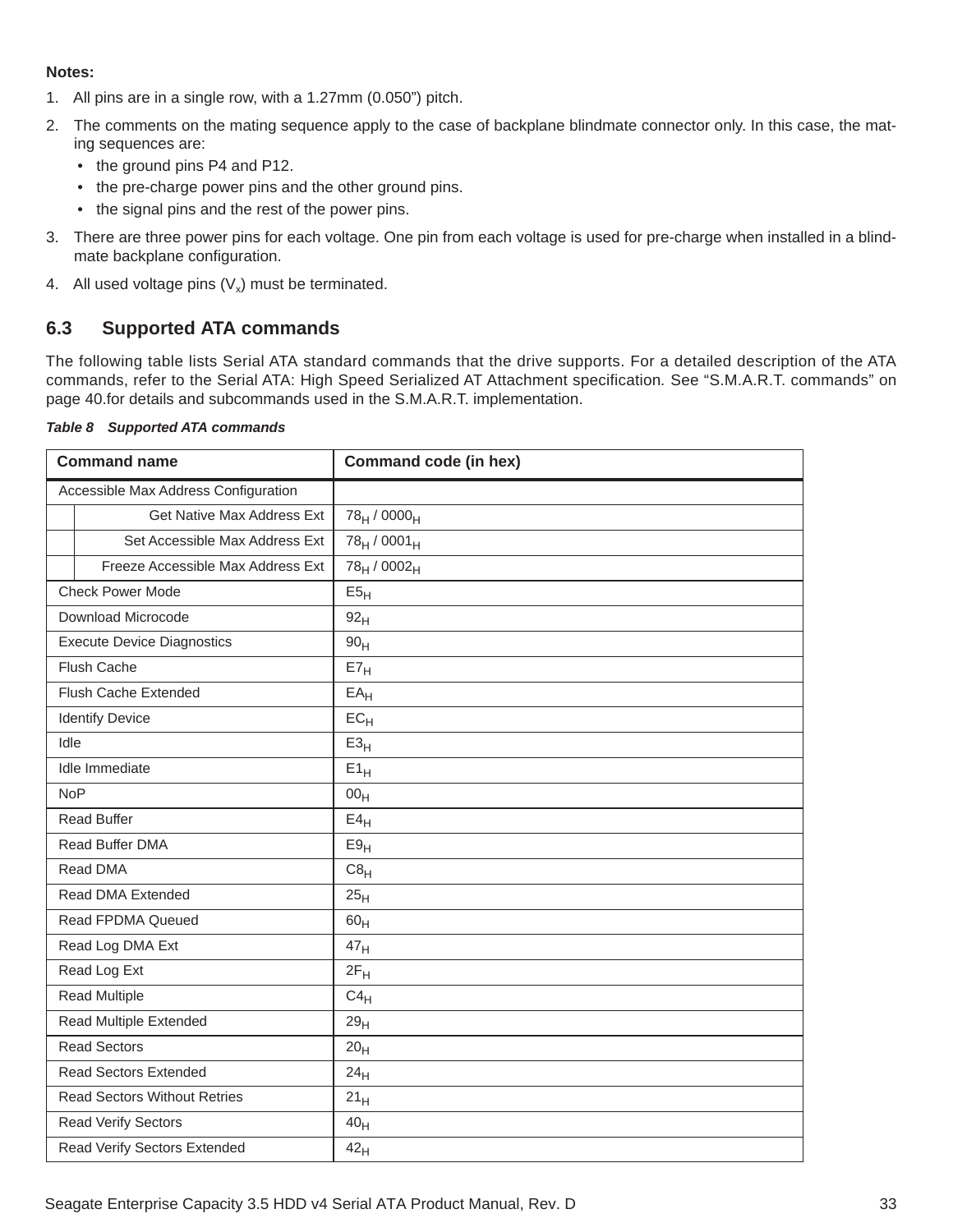**Notes:**

1. All pins are in a single row, with a 1.27mm (0.050”) pitch.
2. The comments on the mating sequence apply to the case of backplane blindmate connector only. In this case, the mating sequences are:
   - the ground pins P4 and P12.
   - the pre-charge power pins and the other ground pins.
   - the signal pins and the rest of the power pins.
3. There are three power pins for each voltage. One pin from each voltage is used for pre-charge when installed in a blind-mate backplane configuration.
4. All used voltage pins ($V_x$) must be terminated.

## 6.3 Supported ATA commands

The following table lists Serial ATA standard commands that the drive supports. For a detailed description of the ATA commands, refer to the Serial ATA: High Speed Serialized AT Attachment specification. See “S.M.A.R.T. commands” on page 40.for details and subcommands used in the S.M.A.R.T. implementation.

***Table 8 Supported ATA commands***

| Command name | Command code (in hex) |
|---|---|
| Accessible Max Address Configuration | |
| Get Native Max Address Ext | $78_H$ / $0000_H$ |
| Set Accessible Max Address Ext | $78_H$ / $0001_H$ |
| Freeze Accessible Max Address Ext | $78_H$ / $0002_H$ |
| Check Power Mode | $E5_H$ |
| Download Microcode | $92_H$ |
| Execute Device Diagnostics | $90_H$ |
| Flush Cache | $E7_H$ |
| Flush Cache Extended | $EA_H$ |
| Identify Device | $EC_H$ |
| Idle | $E3_H$ |
| Idle Immediate | $E1_H$ |
| NoP | $00_H$ |
| Read Buffer | $E4_H$ |
| Read Buffer DMA | $E9_H$ |
| Read DMA | $C8_H$ |
| Read DMA Extended | $25_H$ |
| Read FPDMA Queued | $60_H$ |
| Read Log DMA Ext | $47_H$ |
| Read Log Ext | $2F_H$ |
| Read Multiple | $C4_H$ |
| Read Multiple Extended | $29_H$ |
| Read Sectors | $20_H$ |
| Read Sectors Extended | $24_H$ |
| Read Sectors Without Retries | $21_H$ |
| Read Verify Sectors | $40_H$ |
| Read Verify Sectors Extended | $42_H$ |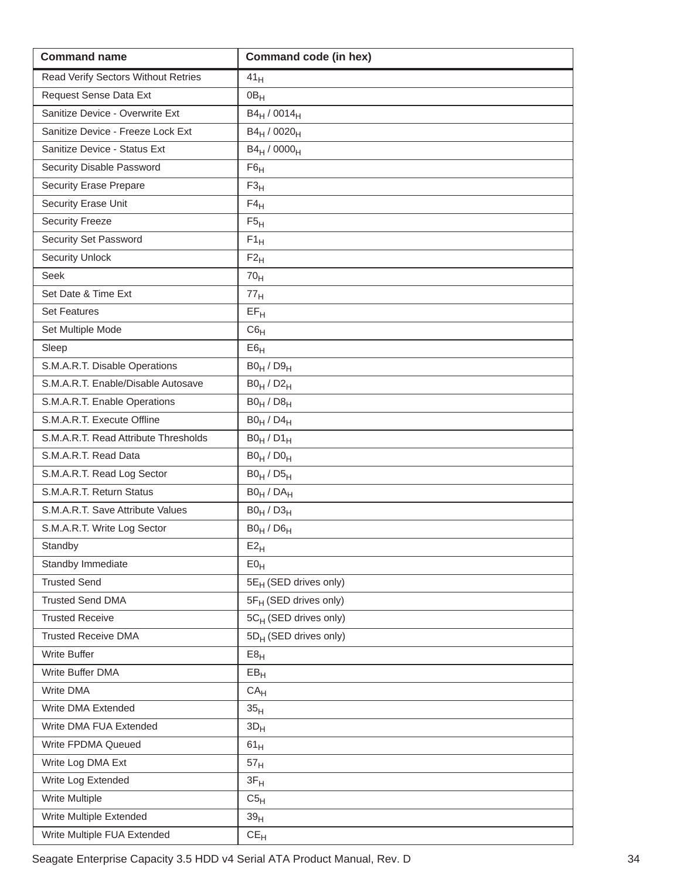| Command name | Command code (in hex) |
|---|---|
| Read Verify Sectors Without Retries | $41_H$ |
| Request Sense Data Ext | $0B_H$ |
| Sanitize Device - Overwrite Ext | $B4_H$ / $0014_H$ |
| Sanitize Device - Freeze Lock Ext | $B4_H$ / $0020_H$ |
| Sanitize Device - Status Ext | $B4_H$ / $0000_H$ |
| Security Disable Password | $F6_H$ |
| Security Erase Prepare | $F3_H$ |
| Security Erase Unit | $F4_H$ |
| Security Freeze | $F5_H$ |
| Security Set Password | $F1_H$ |
| Security Unlock | $F2_H$ |
| Seek | $70_H$ |
| Set Date & Time Ext | $77_H$ |
| Set Features | $EF_H$ |
| Set Multiple Mode | $C6_H$ |
| Sleep | $E6_H$ |
| S.M.A.R.T. Disable Operations | $B0_H$ / $D9_H$ |
| S.M.A.R.T. Enable/Disable Autosave | $B0_H$ / $D2_H$ |
| S.M.A.R.T. Enable Operations | $B0_H$ / $D8_H$ |
| S.M.A.R.T. Execute Offline | $B0_H$ / $D4_H$ |
| S.M.A.R.T. Read Attribute Thresholds | $B0_H$ / $D1_H$ |
| S.M.A.R.T. Read Data | $B0_H$ / $D0_H$ |
| S.M.A.R.T. Read Log Sector | $B0_H$ / $D5_H$ |
| S.M.A.R.T. Return Status | $B0_H$ / $DA_H$ |
| S.M.A.R.T. Save Attribute Values | $B0_H$ / $D3_H$ |
| S.M.A.R.T. Write Log Sector | $B0_H$ / $D6_H$ |
| Standby | $E2_H$ |
| Standby Immediate | $E0_H$ |
| Trusted Send | $5E_H$ (SED drives only) |
| Trusted Send DMA | $5F_H$ (SED drives only) |
| Trusted Receive | $5C_H$ (SED drives only) |
| Trusted Receive DMA | $5D_H$ (SED drives only) |
| Write Buffer | $E8_H$ |
| Write Buffer DMA | $EB_H$ |
| Write DMA | $CA_H$ |
| Write DMA Extended | $35_H$ |
| Write DMA FUA Extended | $3D_H$ |
| Write FPDMA Queued | $61_H$ |
| Write Log DMA Ext | $57_H$ |
| Write Log Extended | $3F_H$ |
| Write Multiple | $C5_H$ |
| Write Multiple Extended | $39_H$ |
| Write Multiple FUA Extended | $CE_H$ |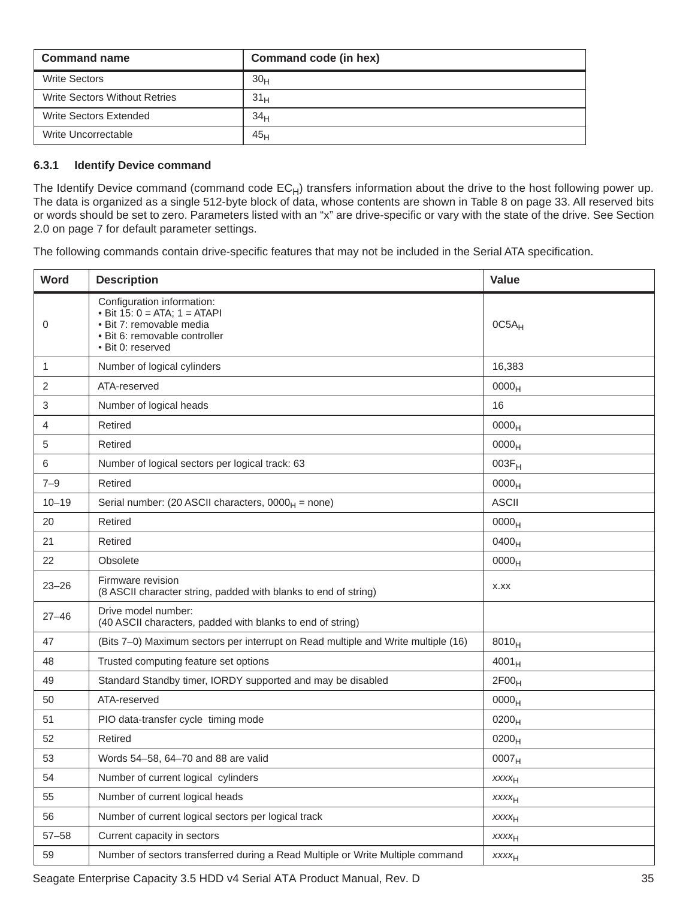| Command name | Command code (in hex) |
|---|---|
| Write Sectors | $30_H$ |
| Write Sectors Without Retries | $31_H$ |
| Write Sectors Extended | $34_H$ |
| Write Uncorrectable | $45_H$ |

### 6.3.1 Identify Device command

The Identify Device command (command code $EC_H$) transfers information about the drive to the host following power up. The data is organized as a single 512-byte block of data, whose contents are shown in Table 8 on page 33. All reserved bits or words should be set to zero. Parameters listed with an “x” are drive-specific or vary with the state of the drive. See Section 2.0 on page 7 for default parameter settings.

The following commands contain drive-specific features that may not be included in the Serial ATA specification.

| Word | Description | Value |
|---|---|---|
| 0 | Configuration information:<br>• Bit 15: 0 = ATA; 1 = ATAPI<br>• Bit 7: removable media<br>• Bit 6: removable controller<br>• Bit 0: reserved | $0C5A_H$ |
| 1 | Number of logical cylinders | 16,383 |
| 2 | ATA-reserved | $0000_H$ |
| 3 | Number of logical heads | 16 |
| 4 | Retired | $0000_H$ |
| 5 | Retired | $0000_H$ |
| 6 | Number of logical sectors per logical track: 63 | $003F_H$ |
| 7–9 | Retired | $0000_H$ |
| 10–19 | Serial number: (20 ASCII characters, $0000_H$ = none) | ASCII |
| 20 | Retired | $0000_H$ |
| 21 | Retired | $0400_H$ |
| 22 | Obsolete | $0000_H$ |
| 23–26 | Firmware revision<br>(8 ASCII character string, padded with blanks to end of string) | x.xx |
| 27–46 | Drive model number:<br>(40 ASCII characters, padded with blanks to end of string) | |
| 47 | (Bits 7–0) Maximum sectors per interrupt on Read multiple and Write multiple (16) | $8010_H$ |
| 48 | Trusted computing feature set options | $4001_H$ |
| 49 | Standard Standby timer, IORDY supported and may be disabled | $2F00_H$ |
| 50 | ATA-reserved | $0000_H$ |
| 51 | PIO data-transfer cycle timing mode | $0200_H$ |
| 52 | Retired | $0200_H$ |
| 53 | Words 54–58, 64–70 and 88 are valid | $0007_H$ |
| 54 | Number of current logical cylinders | $xxxx_H$ |
| 55 | Number of current logical heads | $xxxx_H$ |
| 56 | Number of current logical sectors per logical track | $xxxx_H$ |
| 57–58 | Current capacity in sectors | $xxxx_H$ |
| 59 | Number of sectors transferred during a Read Multiple or Write Multiple command | $xxxx_H$ |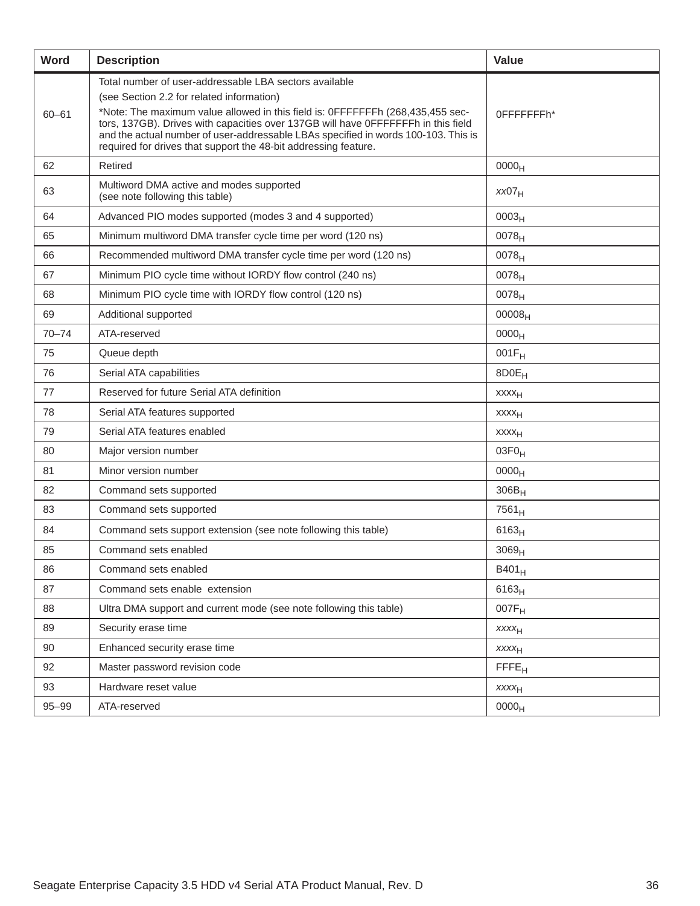| Word | Description | Value |
|---|---|---|
| 60–61 | Total number of user-addressable LBA sectors available<br>(see Section 2.2 for related information)<br>*Note: The maximum value allowed in this field is: 0FFFFFFFh (268,435,455 sectors, 137GB). Drives with capacities over 137GB will have 0FFFFFFFh in this field and the actual number of user-addressable LBAs specified in words 100-103. This is required for drives that support the 48-bit addressing feature. | 0FFFFFFFh* |
| 62 | Retired | $0000_H$ |
| 63 | Multiword DMA active and modes supported<br>(see note following this table) | *xx*$07_H$ |
| 64 | Advanced PIO modes supported (modes 3 and 4 supported) | $0003_H$ |
| 65 | Minimum multiword DMA transfer cycle time per word (120 ns) | $0078_H$ |
| 66 | Recommended multiword DMA transfer cycle time per word (120 ns) | $0078_H$ |
| 67 | Minimum PIO cycle time without IORDY flow control (240 ns) | $0078_H$ |
| 68 | Minimum PIO cycle time with IORDY flow control (120 ns) | $0078_H$ |
| 69 | Additional supported | $00008_H$ |
| 70–74 | ATA-reserved | $0000_H$ |
| 75 | Queue depth | $001F_H$ |
| 76 | Serial ATA capabilities | $8D0E_H$ |
| 77 | Reserved for future Serial ATA definition | $xxxx_H$ |
| 78 | Serial ATA features supported | $xxxx_H$ |
| 79 | Serial ATA features enabled | $xxxx_H$ |
| 80 | Major version number | $03F0_H$ |
| 81 | Minor version number | $0000_H$ |
| 82 | Command sets supported | $306B_H$ |
| 83 | Command sets supported | $7561_H$ |
| 84 | Command sets support extension (see note following this table) | $6163_H$ |
| 85 | Command sets enabled | $3069_H$ |
| 86 | Command sets enabled | $B401_H$ |
| 87 | Command sets enable extension | $6163_H$ |
| 88 | Ultra DMA support and current mode (see note following this table) | $007F_H$ |
| 89 | Security erase time | *xxxx*$_H$ |
| 90 | Enhanced security erase time | *xxxx*$_H$ |
| 92 | Master password revision code | $FFFE_H$ |
| 93 | Hardware reset value | *xxxx*$_H$ |
| 95–99 | ATA-reserved | $0000_H$ |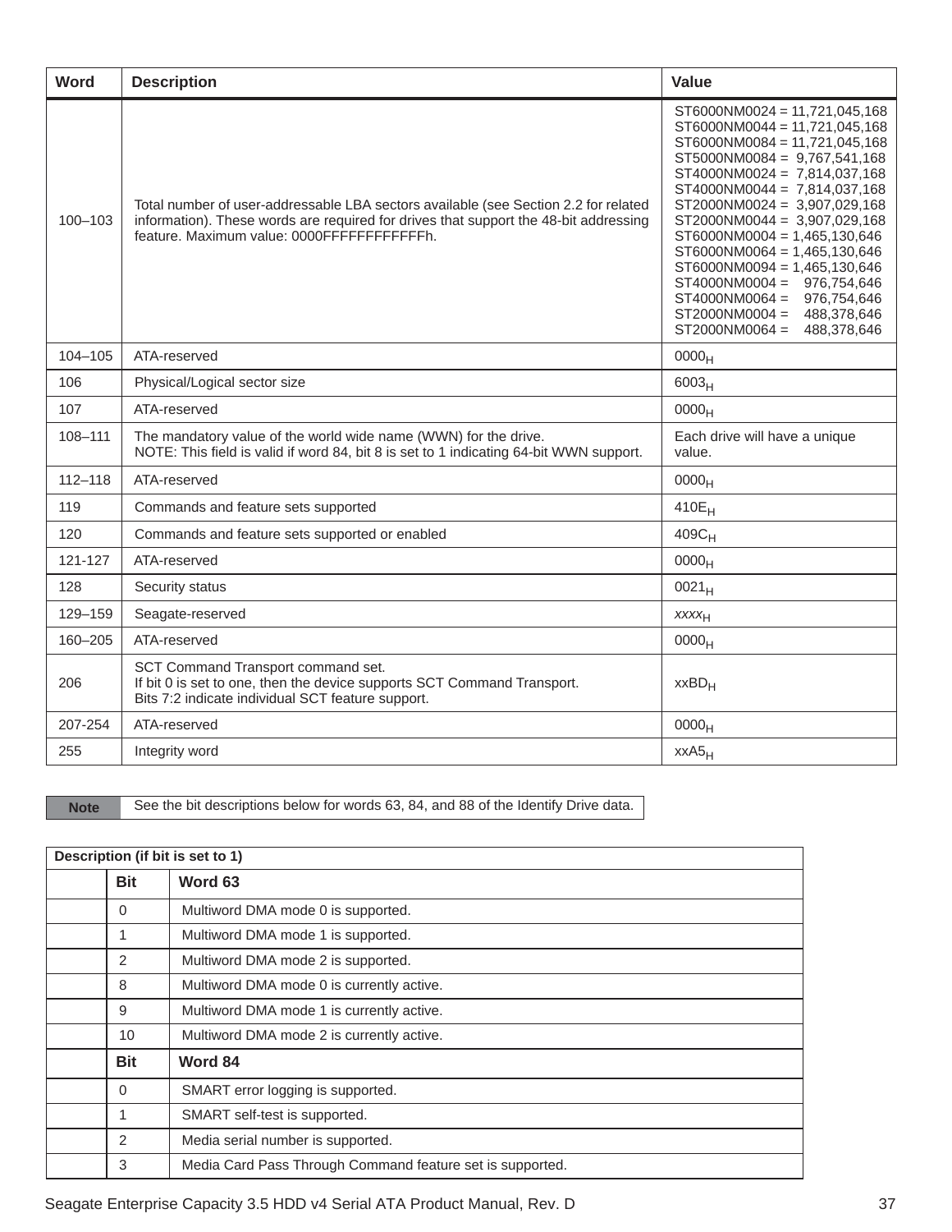| Word | Description | Value |
|---|---|---|
| 100–103 | Total number of user-addressable LBA sectors available (see Section 2.2 for related information). These words are required for drives that support the 48-bit addressing feature. Maximum value: 0000FFFFFFFFFFFFh. | ST6000NM0024 = 11,721,045,168<br>ST6000NM0044 = 11,721,045,168<br>ST6000NM0084 = 11,721,045,168<br>ST5000NM0084 = 9,767,541,168<br>ST4000NM0024 = 7,814,037,168<br>ST4000NM0044 = 7,814,037,168<br>ST2000NM0024 = 3,907,029,168<br>ST2000NM0044 = 3,907,029,168<br>ST6000NM0004 = 1,465,130,646<br>ST6000NM0064 = 1,465,130,646<br>ST6000NM0094 = 1,465,130,646<br>ST4000NM0004 = 976,754,646<br>ST4000NM0064 = 976,754,646<br>ST2000NM0004 = 488,378,646<br>ST2000NM0064 = 488,378,646 |
| 104–105 | ATA-reserved | $0000_H$ |
| 106 | Physical/Logical sector size | $6003_H$ |
| 107 | ATA-reserved | $0000_H$ |
| 108–111 | The mandatory value of the world wide name (WWN) for the drive.<br>NOTE: This field is valid if word 84, bit 8 is set to 1 indicating 64-bit WWN support. | Each drive will have a unique value. |
| 112–118 | ATA-reserved | $0000_H$ |
| 119 | Commands and feature sets supported | $410E_H$ |
| 120 | Commands and feature sets supported or enabled | $409C_H$ |
| 121-127 | ATA-reserved | $0000_H$ |
| 128 | Security status | $0021_H$ |
| 129–159 | Seagate-reserved | $xxxx_H$ |
| 160–205 | ATA-reserved | $0000_H$ |
| 206 | SCT Command Transport command set.<br>If bit 0 is set to one, then the device supports SCT Command Transport.<br>Bits 7:2 indicate individual SCT feature support. | $xxBD_H$ |
| 207-254 | ATA-reserved | $0000_H$ |
| 255 | Integrity word | $xxA5_H$ |

**Note:** See the bit descriptions below for words 63, 84, and 88 of the Identify Drive data.

| Description (if bit is set to 1) | | |
|---|---|---|
| | **Bit** | **Word 63** |
| | 0 | Multiword DMA mode 0 is supported. |
| | 1 | Multiword DMA mode 1 is supported. |
| | 2 | Multiword DMA mode 2 is supported. |
| | 8 | Multiword DMA mode 0 is currently active. |
| | 9 | Multiword DMA mode 1 is currently active. |
| | 10 | Multiword DMA mode 2 is currently active. |
| | **Bit** | **Word 84** |
| | 0 | SMART error logging is supported. |
| | 1 | SMART self-test is supported. |
| | 2 | Media serial number is supported. |
| | 3 | Media Card Pass Through Command feature set is supported. |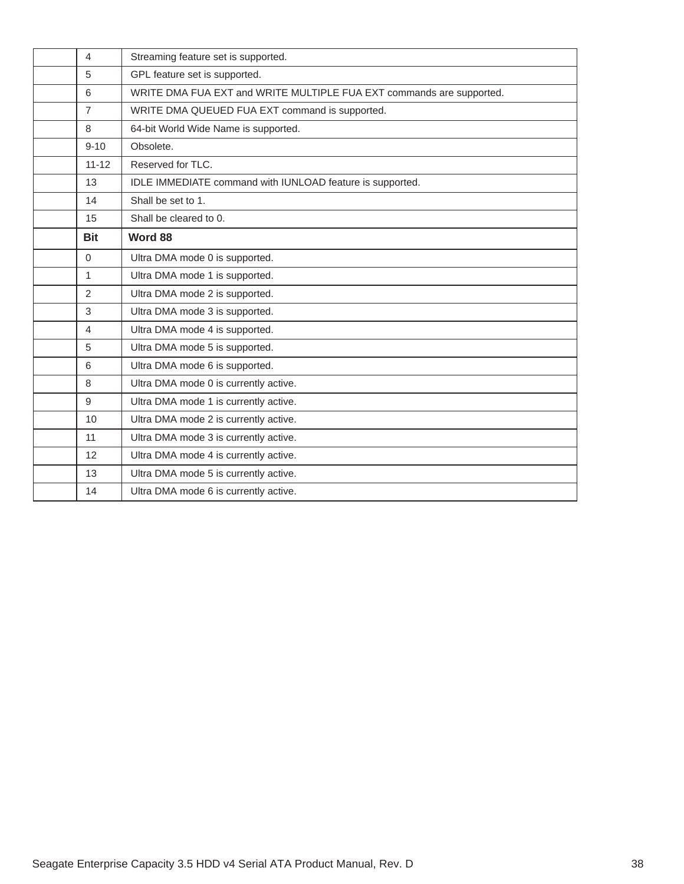| | | |
|---|---|---|
| | 4 | Streaming feature set is supported. |
| | 5 | GPL feature set is supported. |
| | 6 | WRITE DMA FUA EXT and WRITE MULTIPLE FUA EXT commands are supported. |
| | 7 | WRITE DMA QUEUED FUA EXT command is supported. |
| | 8 | 64-bit World Wide Name is supported. |
| | 9-10 | Obsolete. |
| | 11-12 | Reserved for TLC. |
| | 13 | IDLE IMMEDIATE command with IUNLOAD feature is supported. |
| | 14 | Shall be set to 1. |
| | 15 | Shall be cleared to 0. |
| | **Bit** | **Word 88** |
| | 0 | Ultra DMA mode 0 is supported. |
| | 1 | Ultra DMA mode 1 is supported. |
| | 2 | Ultra DMA mode 2 is supported. |
| | 3 | Ultra DMA mode 3 is supported. |
| | 4 | Ultra DMA mode 4 is supported. |
| | 5 | Ultra DMA mode 5 is supported. |
| | 6 | Ultra DMA mode 6 is supported. |
| | 8 | Ultra DMA mode 0 is currently active. |
| | 9 | Ultra DMA mode 1 is currently active. |
| | 10 | Ultra DMA mode 2 is currently active. |
| | 11 | Ultra DMA mode 3 is currently active. |
| | 12 | Ultra DMA mode 4 is currently active. |
| | 13 | Ultra DMA mode 5 is currently active. |
| | 14 | Ultra DMA mode 6 is currently active. |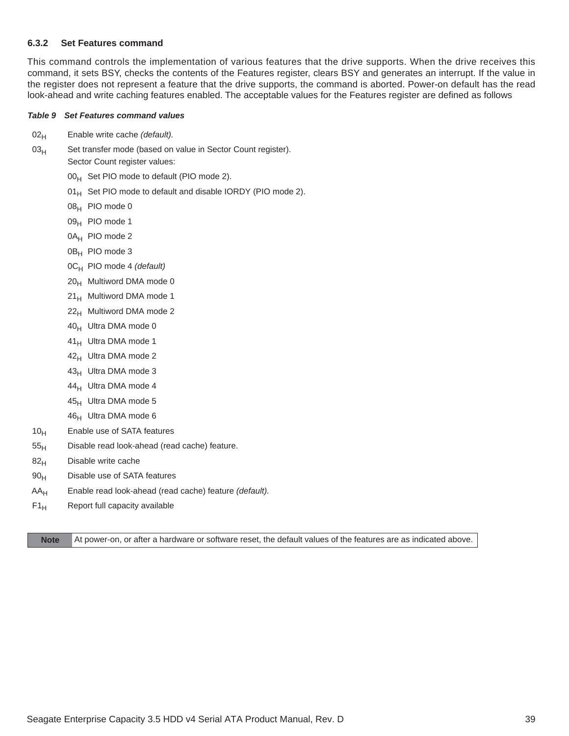### 6.3.2 Set Features command

This command controls the implementation of various features that the drive supports. When the drive receives this command, it sets BSY, checks the contents of the Features register, clears BSY and generates an interrupt. If the value in the register does not represent a feature that the drive supports, the command is aborted. Power-on default has the read look-ahead and write caching features enabled. The acceptable values for the Features register are defined as follows

***Table 9 Set Features command values***

| | |
|---|---|
| $02_H$ | Enable write cache *(default).* |
| $03_H$ | Set transfer mode (based on value in Sector Count register).<br>Sector Count register values:<br>$00_H$ Set PIO mode to default (PIO mode 2).<br>$01_H$ Set PIO mode to default and disable IORDY (PIO mode 2).<br>$08_H$ PIO mode 0<br>$09_H$ PIO mode 1<br>$0A_H$ PIO mode 2<br>$0B_H$ PIO mode 3<br>$0C_H$ PIO mode 4 *(default)*<br>$20_H$ Multiword DMA mode 0<br>$21_H$ Multiword DMA mode 1<br>$22_H$ Multiword DMA mode 2<br>$40_H$ Ultra DMA mode 0<br>$41_H$ Ultra DMA mode 1<br>$42_H$ Ultra DMA mode 2<br>$43_H$ Ultra DMA mode 3<br>$44_H$ Ultra DMA mode 4<br>$45_H$ Ultra DMA mode 5<br>$46_H$ Ultra DMA mode 6 |
| $10_H$ | Enable use of SATA features |
| $55_H$ | Disable read look-ahead (read cache) feature. |
| $82_H$ | Disable write cache |
| $90_H$ | Disable use of SATA features |
| $AA_H$ | Enable read look-ahead (read cache) feature *(default).* |
| $F1_H$ | Report full capacity available |

| **Note** | At power-on, or after a hardware or software reset, the default values of the features are as indicated above. |
|---|---|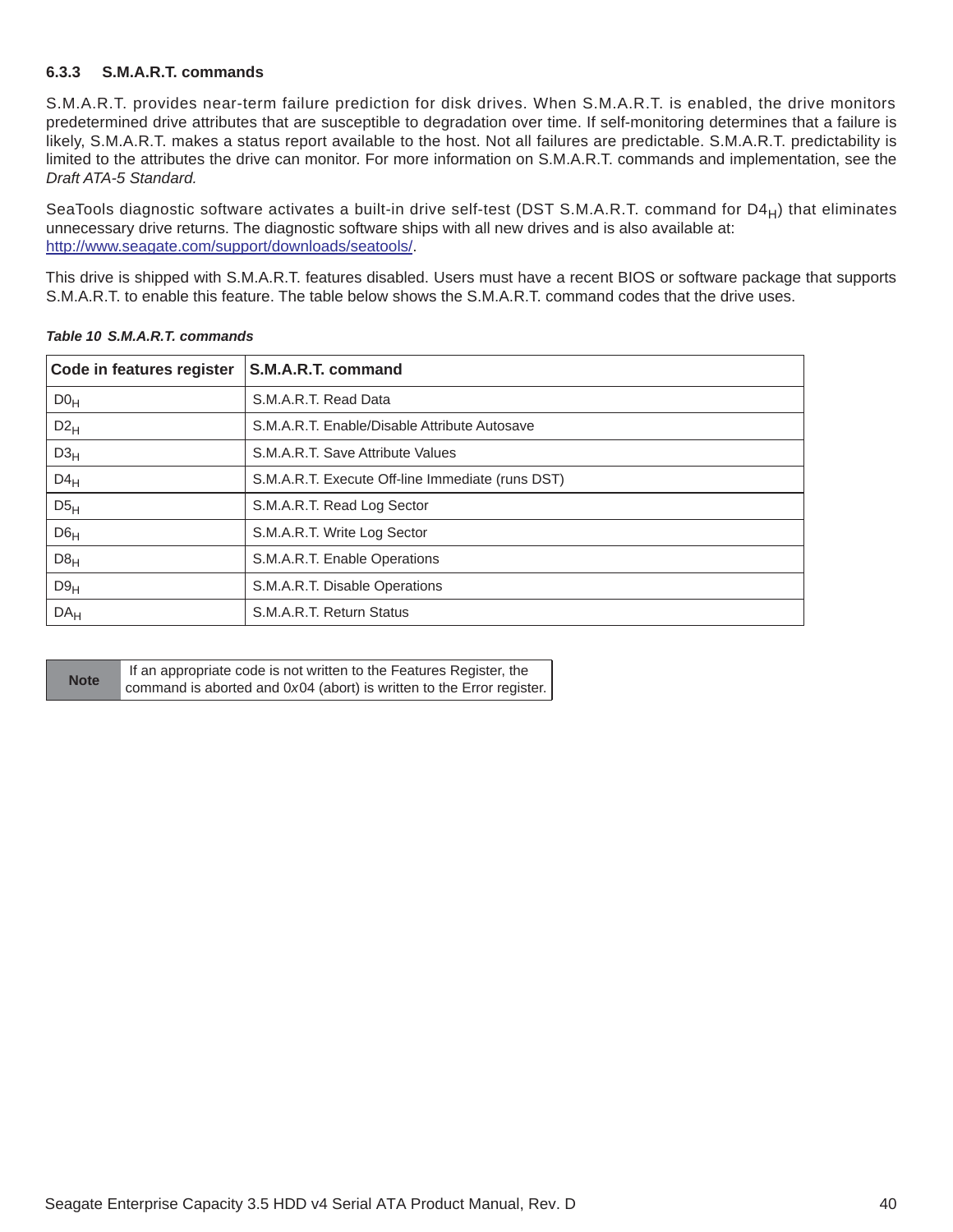### 6.3.3 S.M.A.R.T. commands

S.M.A.R.T. provides near-term failure prediction for disk drives. When S.M.A.R.T. is enabled, the drive monitors predetermined drive attributes that are susceptible to degradation over time. If self-monitoring determines that a failure is likely, S.M.A.R.T. makes a status report available to the host. Not all failures are predictable. S.M.A.R.T. predictability is limited to the attributes the drive can monitor. For more information on S.M.A.R.T. commands and implementation, see the *Draft ATA-5 Standard.*

SeaTools diagnostic software activates a built-in drive self-test (DST S.M.A.R.T. command for $D4_H$) that eliminates unnecessary drive returns. The diagnostic software ships with all new drives and is also available at: http://www.seagate.com/support/downloads/seatools/.

This drive is shipped with S.M.A.R.T. features disabled. Users must have a recent BIOS or software package that supports S.M.A.R.T. to enable this feature. The table below shows the S.M.A.R.T. command codes that the drive uses.

*Table 10 S.M.A.R.T. commands*

| Code in features register | S.M.A.R.T. command |
|---|---|
| $D0_H$ | S.M.A.R.T. Read Data |
| $D2_H$ | S.M.A.R.T. Enable/Disable Attribute Autosave |
| $D3_H$ | S.M.A.R.T. Save Attribute Values |
| $D4_H$ | S.M.A.R.T. Execute Off-line Immediate (runs DST) |
| $D5_H$ | S.M.A.R.T. Read Log Sector |
| $D6_H$ | S.M.A.R.T. Write Log Sector |
| $D8_H$ | S.M.A.R.T. Enable Operations |
| $D9_H$ | S.M.A.R.T. Disable Operations |
| $DA_H$ | S.M.A.R.T. Return Status |

| Note | If an appropriate code is not written to the Features Register, the command is aborted and 0*x*04 (abort) is written to the Error register. |
|---|---|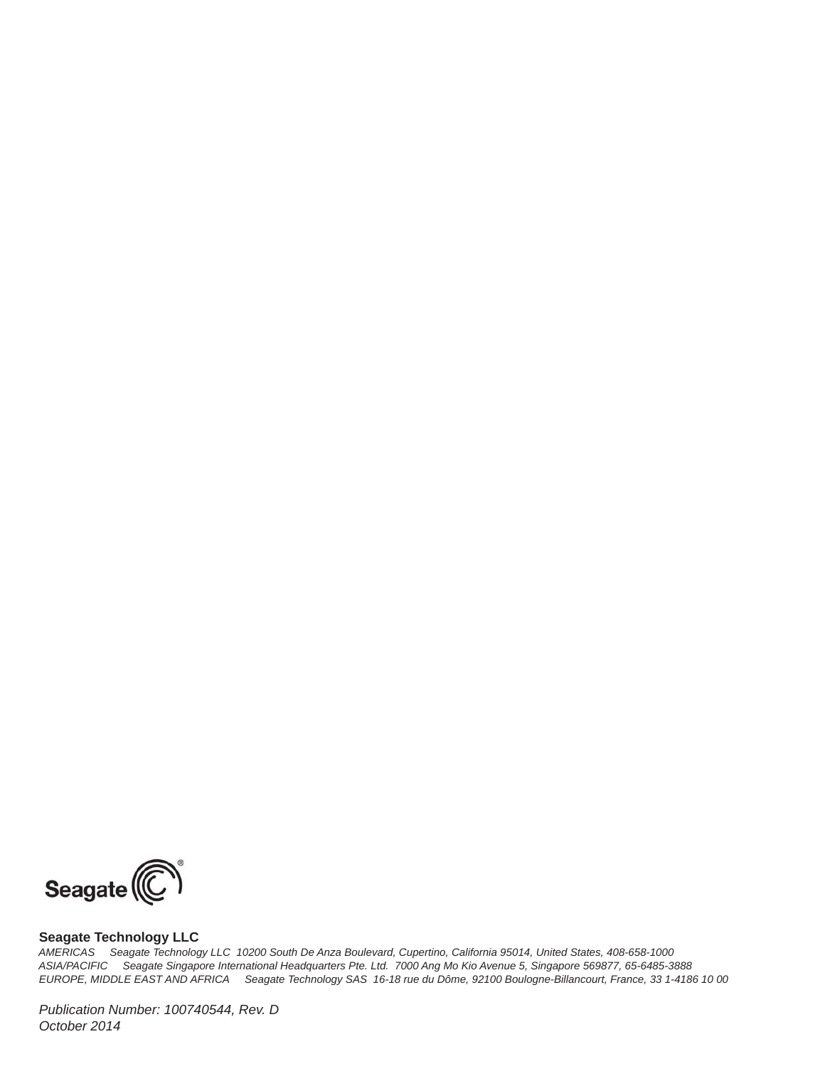Seagate

**Seagate Technology LLC**

*AMERICAS Seagate Technology LLC 10200 South De Anza Boulevard, Cupertino, California 95014, United States, 408-658-1000*
*ASIA/PACIFIC Seagate Singapore International Headquarters Pte. Ltd. 7000 Ang Mo Kio Avenue 5, Singapore 569877, 65-6485-3888*
*EUROPE, MIDDLE EAST AND AFRICA Seagate Technology SAS 16-18 rue du Dôme, 92100 Boulogne-Billancourt, France, 33 1-4186 10 00*

*Publication Number: 100740544, Rev. D*
*October 2014*